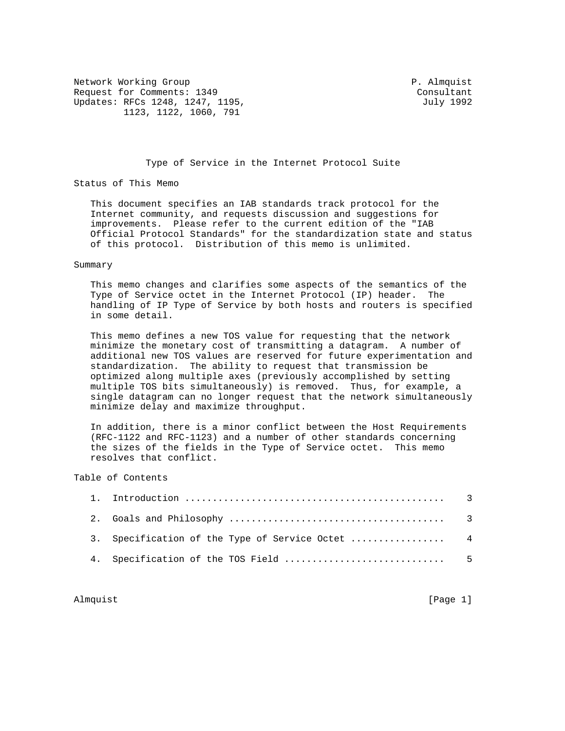Network Working Group                                        P. Almquist
Request for Comments: 1349                                    Consultant
Updates: RFCs 1248, 1247, 1195,                                July 1992
1123, 1122, 1060, 791

# Type of Service in the Internet Protocol Suite

## Status of This Memo

This document specifies an IAB standards track protocol for the Internet community, and requests discussion and suggestions for improvements. Please refer to the current edition of the "IAB Official Protocol Standards" for the standardization state and status of this protocol. Distribution of this memo is unlimited.

## Summary

This memo changes and clarifies some aspects of the semantics of the Type of Service octet in the Internet Protocol (IP) header. The handling of IP Type of Service by both hosts and routers is specified in some detail.

This memo defines a new TOS value for requesting that the network minimize the monetary cost of transmitting a datagram. A number of additional new TOS values are reserved for future experimentation and standardization. The ability to request that transmission be optimized along multiple axes (previously accomplished by setting multiple TOS bits simultaneously) is removed. Thus, for example, a single datagram can no longer request that the network simultaneously minimize delay and maximize throughput.

In addition, there is a minor conflict between the Host Requirements (RFC-1122 and RFC-1123) and a number of other standards concerning the sizes of the fields in the Type of Service octet. This memo resolves that conflict.

## Table of Contents

1. Introduction ............................................... 3
2. Goals and Philosophy ....................................... 3
3. Specification of the Type of Service Octet ................. 4
4. Specification of the TOS Field ............................. 5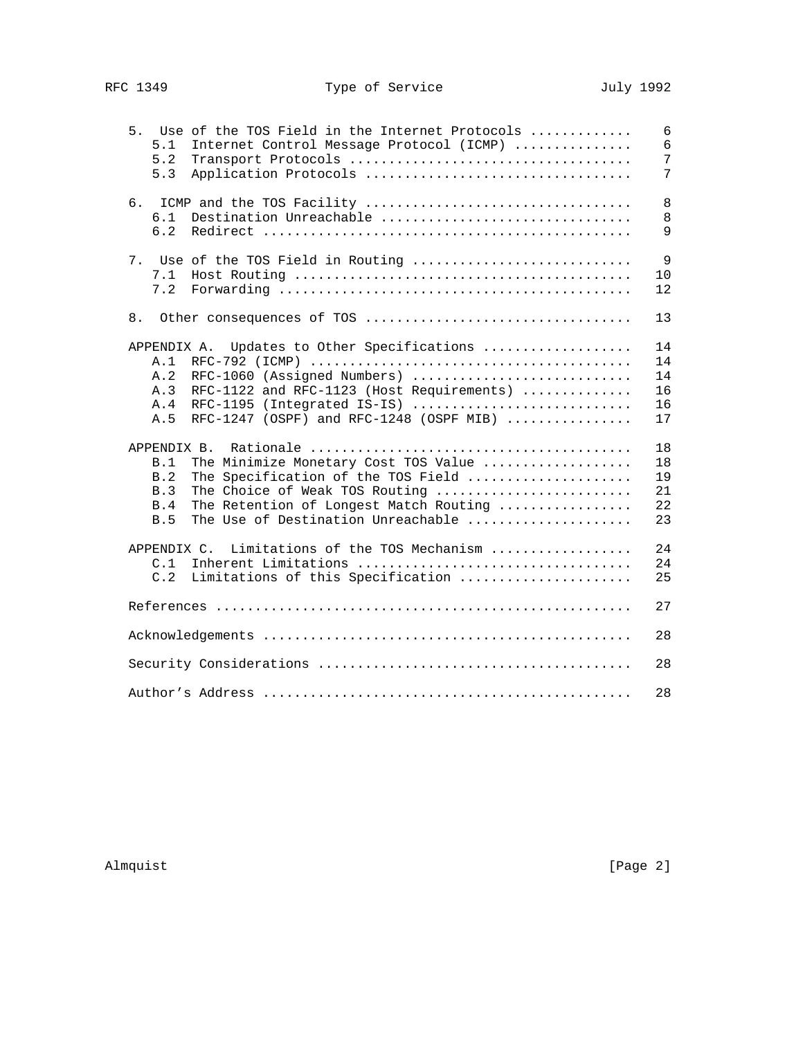```
   5.  Use of the TOS Field in the Internet Protocols ............   6
      5.1  Internet Control Message Protocol (ICMP) ..............   6
      5.2  Transport Protocols ...................................   7
      5.3  Application Protocols .................................   7

   6.  ICMP and the TOS Facility .................................   8
      6.1  Destination Unreachable ...............................   8
      6.2  Redirect ..............................................   9

   7.  Use of the TOS Field in Routing ...........................   9
      7.1  Host Routing ..........................................  10
      7.2  Forwarding ............................................  12

   8.  Other consequences of TOS .................................  13

   APPENDIX A.  Updates to Other Specifications ..................  14
      A.1  RFC-792 (ICMP) ........................................  14
      A.2  RFC-1060 (Assigned Numbers) ...........................  14
      A.3  RFC-1122 and RFC-1123 (Host Requirements) .............  16
      A.4  RFC-1195 (Integrated IS-IS) ...........................  16
      A.5  RFC-1247 (OSPF) and RFC-1248 (OSPF MIB) ...............  17

   APPENDIX B.  Rationale ........................................  18
      B.1  The Minimize Monetary Cost TOS Value ..................  18
      B.2  The Specification of the TOS Field ....................  19
      B.3  The Choice of Weak TOS Routing ........................  21
      B.4  The Retention of Longest Match Routing ................  22
      B.5  The Use of Destination Unreachable ....................  23

   APPENDIX C.  Limitations of the TOS Mechanism .................  24
      C.1  Inherent Limitations ..................................  24
      C.2  Limitations of this Specification .....................  25

   References ....................................................  27

   Acknowledgements ..............................................  28

   Security Considerations .......................................  28

   Author's Address ..............................................  28
```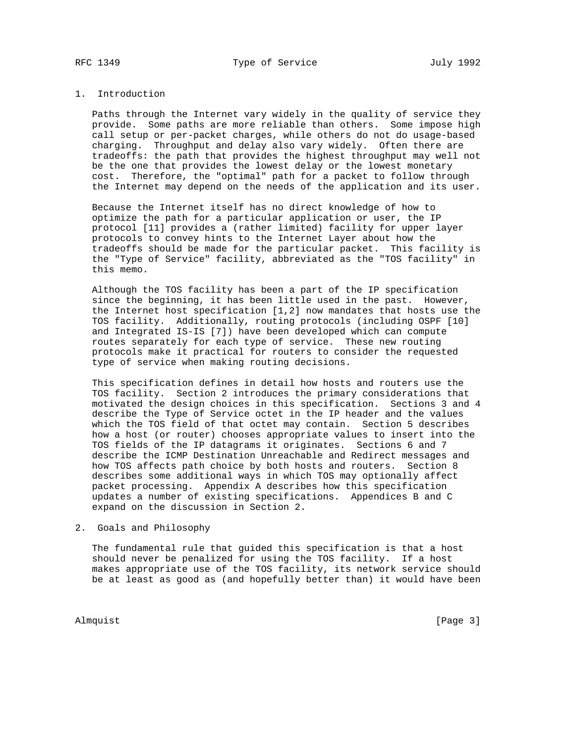## 1. Introduction

Paths through the Internet vary widely in the quality of service they provide. Some paths are more reliable than others. Some impose high call setup or per-packet charges, while others do not do usage-based charging. Throughput and delay also vary widely. Often there are tradeoffs: the path that provides the highest throughput may well not be the one that provides the lowest delay or the lowest monetary cost. Therefore, the "optimal" path for a packet to follow through the Internet may depend on the needs of the application and its user.

Because the Internet itself has no direct knowledge of how to optimize the path for a particular application or user, the IP protocol [11] provides a (rather limited) facility for upper layer protocols to convey hints to the Internet Layer about how the tradeoffs should be made for the particular packet. This facility is the "Type of Service" facility, abbreviated as the "TOS facility" in this memo.

Although the TOS facility has been a part of the IP specification since the beginning, it has been little used in the past. However, the Internet host specification [1,2] now mandates that hosts use the TOS facility. Additionally, routing protocols (including OSPF [10] and Integrated IS-IS [7]) have been developed which can compute routes separately for each type of service. These new routing protocols make it practical for routers to consider the requested type of service when making routing decisions.

This specification defines in detail how hosts and routers use the TOS facility. Section 2 introduces the primary considerations that motivated the design choices in this specification. Sections 3 and 4 describe the Type of Service octet in the IP header and the values which the TOS field of that octet may contain. Section 5 describes how a host (or router) chooses appropriate values to insert into the TOS fields of the IP datagrams it originates. Sections 6 and 7 describe the ICMP Destination Unreachable and Redirect messages and how TOS affects path choice by both hosts and routers. Section 8 describes some additional ways in which TOS may optionally affect packet processing. Appendix A describes how this specification updates a number of existing specifications. Appendices B and C expand on the discussion in Section 2.

## 2. Goals and Philosophy

The fundamental rule that guided this specification is that a host should never be penalized for using the TOS facility. If a host makes appropriate use of the TOS facility, its network service should be at least as good as (and hopefully better than) it would have been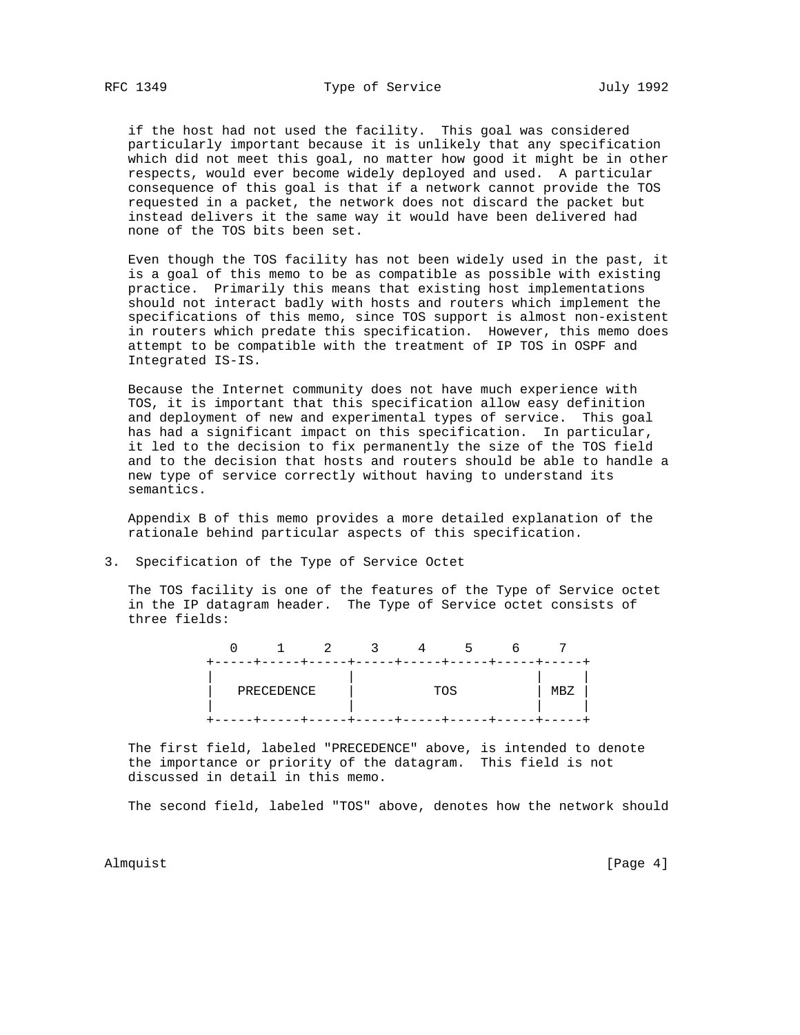if the host had not used the facility. This goal was considered particularly important because it is unlikely that any specification which did not meet this goal, no matter how good it might be in other respects, would ever become widely deployed and used. A particular consequence of this goal is that if a network cannot provide the TOS requested in a packet, the network does not discard the packet but instead delivers it the same way it would have been delivered had none of the TOS bits been set.

Even though the TOS facility has not been widely used in the past, it is a goal of this memo to be as compatible as possible with existing practice. Primarily this means that existing host implementations should not interact badly with hosts and routers which implement the specifications of this memo, since TOS support is almost non-existent in routers which predate this specification. However, this memo does attempt to be compatible with the treatment of IP TOS in OSPF and Integrated IS-IS.

Because the Internet community does not have much experience with TOS, it is important that this specification allow easy definition and deployment of new and experimental types of service. This goal has had a significant impact on this specification. In particular, it led to the decision to fix permanently the size of the TOS field and to the decision that hosts and routers should be able to handle a new type of service correctly without having to understand its semantics.

Appendix B of this memo provides a more detailed explanation of the rationale behind particular aspects of this specification.

## 3. Specification of the Type of Service Octet

The TOS facility is one of the features of the Type of Service octet in the IP datagram header. The Type of Service octet consists of three fields:

```
   0     1     2     3     4     5     6     7
+-----+-----+-----+-----+-----+-----+-----+-----+
|                 |                       |     |
|   PRECEDENCE    |          TOS          | MBZ |
|                 |                       |     |
+-----+-----+-----+-----+-----+-----+-----+-----+
```

The first field, labeled "PRECEDENCE" above, is intended to denote the importance or priority of the datagram. This field is not discussed in detail in this memo.

The second field, labeled "TOS" above, denotes how the network should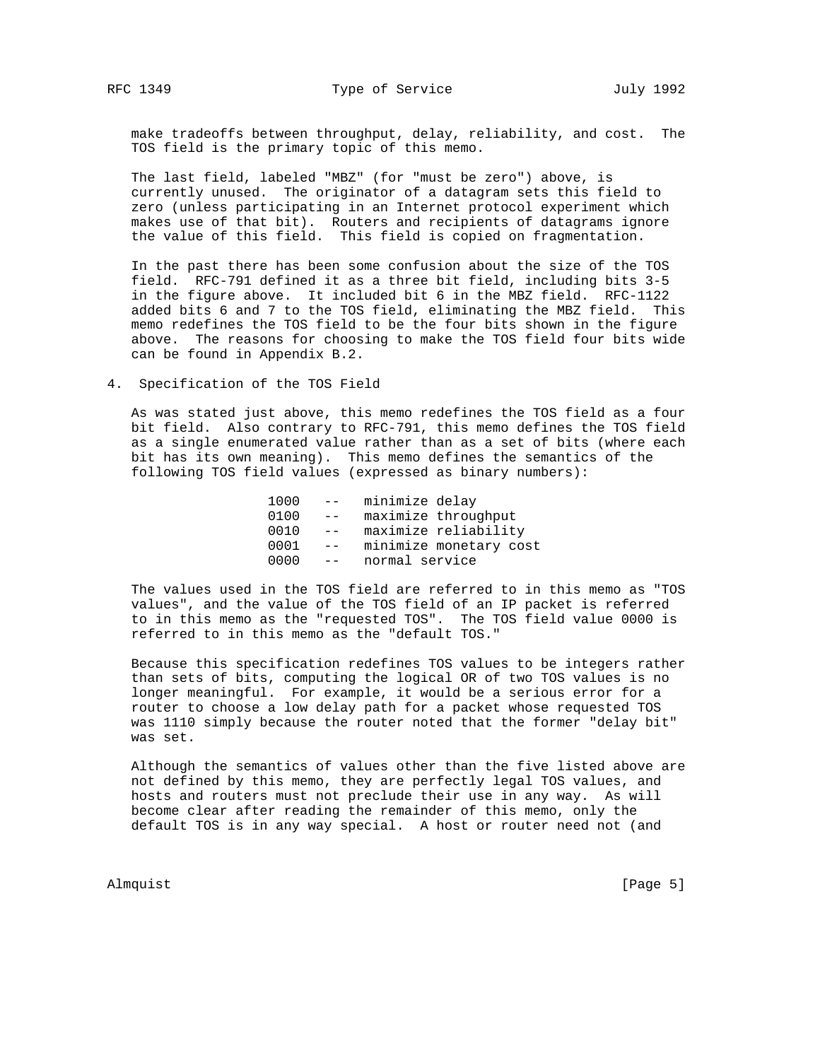make tradeoffs between throughput, delay, reliability, and cost. The TOS field is the primary topic of this memo.

The last field, labeled "MBZ" (for "must be zero") above, is currently unused. The originator of a datagram sets this field to zero (unless participating in an Internet protocol experiment which makes use of that bit). Routers and recipients of datagrams ignore the value of this field. This field is copied on fragmentation.

In the past there has been some confusion about the size of the TOS field. RFC-791 defined it as a three bit field, including bits 3-5 in the figure above. It included bit 6 in the MBZ field. RFC-1122 added bits 6 and 7 to the TOS field, eliminating the MBZ field. This memo redefines the TOS field to be the four bits shown in the figure above. The reasons for choosing to make the TOS field four bits wide can be found in Appendix B.2.

## 4. Specification of the TOS Field

As was stated just above, this memo redefines the TOS field as a four bit field. Also contrary to RFC-791, this memo defines the TOS field as a single enumerated value rather than as a set of bits (where each bit has its own meaning). This memo defines the semantics of the following TOS field values (expressed as binary numbers):

```
1000   --   minimize delay
0100   --   maximize throughput
0010   --   maximize reliability
0001   --   minimize monetary cost
0000   --   normal service
```

The values used in the TOS field are referred to in this memo as "TOS values", and the value of the TOS field of an IP packet is referred to in this memo as the "requested TOS". The TOS field value 0000 is referred to in this memo as the "default TOS."

Because this specification redefines TOS values to be integers rather than sets of bits, computing the logical OR of two TOS values is no longer meaningful. For example, it would be a serious error for a router to choose a low delay path for a packet whose requested TOS was 1110 simply because the router noted that the former "delay bit" was set.

Although the semantics of values other than the five listed above are not defined by this memo, they are perfectly legal TOS values, and hosts and routers must not preclude their use in any way. As will become clear after reading the remainder of this memo, only the default TOS is in any way special. A host or router need not (and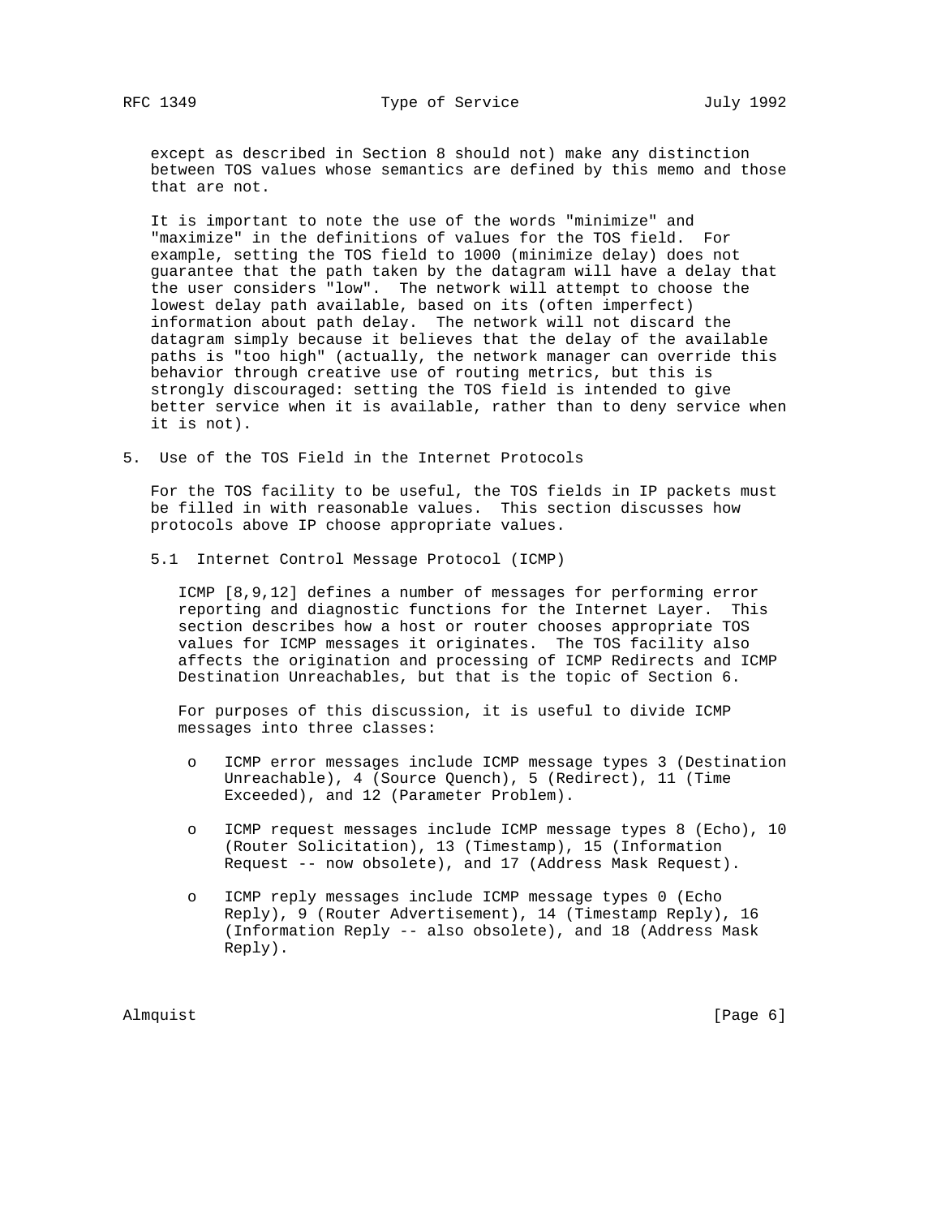except as described in Section 8 should not) make any distinction between TOS values whose semantics are defined by this memo and those that are not.

It is important to note the use of the words "minimize" and "maximize" in the definitions of values for the TOS field. For example, setting the TOS field to 1000 (minimize delay) does not guarantee that the path taken by the datagram will have a delay that the user considers "low". The network will attempt to choose the lowest delay path available, based on its (often imperfect) information about path delay. The network will not discard the datagram simply because it believes that the delay of the available paths is "too high" (actually, the network manager can override this behavior through creative use of routing metrics, but this is strongly discouraged: setting the TOS field is intended to give better service when it is available, rather than to deny service when it is not).

## 5. Use of the TOS Field in the Internet Protocols

For the TOS facility to be useful, the TOS fields in IP packets must be filled in with reasonable values. This section discusses how protocols above IP choose appropriate values.

### 5.1 Internet Control Message Protocol (ICMP)

ICMP [8,9,12] defines a number of messages for performing error reporting and diagnostic functions for the Internet Layer. This section describes how a host or router chooses appropriate TOS values for ICMP messages it originates. The TOS facility also affects the origination and processing of ICMP Redirects and ICMP Destination Unreachables, but that is the topic of Section 6.

For purposes of this discussion, it is useful to divide ICMP messages into three classes:

- ICMP error messages include ICMP message types 3 (Destination Unreachable), 4 (Source Quench), 5 (Redirect), 11 (Time Exceeded), and 12 (Parameter Problem).
- ICMP request messages include ICMP message types 8 (Echo), 10 (Router Solicitation), 13 (Timestamp), 15 (Information Request -- now obsolete), and 17 (Address Mask Request).
- ICMP reply messages include ICMP message types 0 (Echo Reply), 9 (Router Advertisement), 14 (Timestamp Reply), 16 (Information Reply -- also obsolete), and 18 (Address Mask Reply).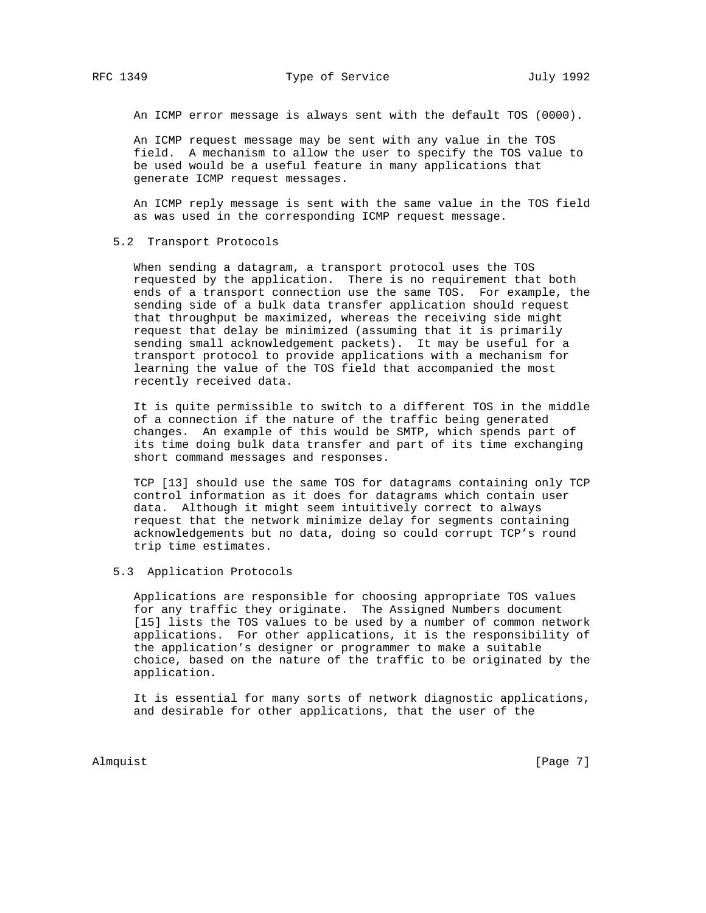An ICMP error message is always sent with the default TOS (0000).

An ICMP request message may be sent with any value in the TOS field. A mechanism to allow the user to specify the TOS value to be used would be a useful feature in many applications that generate ICMP request messages.

An ICMP reply message is sent with the same value in the TOS field as was used in the corresponding ICMP request message.

### 5.2 Transport Protocols

When sending a datagram, a transport protocol uses the TOS requested by the application. There is no requirement that both ends of a transport connection use the same TOS. For example, the sending side of a bulk data transfer application should request that throughput be maximized, whereas the receiving side might request that delay be minimized (assuming that it is primarily sending small acknowledgement packets). It may be useful for a transport protocol to provide applications with a mechanism for learning the value of the TOS field that accompanied the most recently received data.

It is quite permissible to switch to a different TOS in the middle of a connection if the nature of the traffic being generated changes. An example of this would be SMTP, which spends part of its time doing bulk data transfer and part of its time exchanging short command messages and responses.

TCP [13] should use the same TOS for datagrams containing only TCP control information as it does for datagrams which contain user data. Although it might seem intuitively correct to always request that the network minimize delay for segments containing acknowledgements but no data, doing so could corrupt TCP's round trip time estimates.

### 5.3 Application Protocols

Applications are responsible for choosing appropriate TOS values for any traffic they originate. The Assigned Numbers document [15] lists the TOS values to be used by a number of common network applications. For other applications, it is the responsibility of the application's designer or programmer to make a suitable choice, based on the nature of the traffic to be originated by the application.

It is essential for many sorts of network diagnostic applications, and desirable for other applications, that the user of the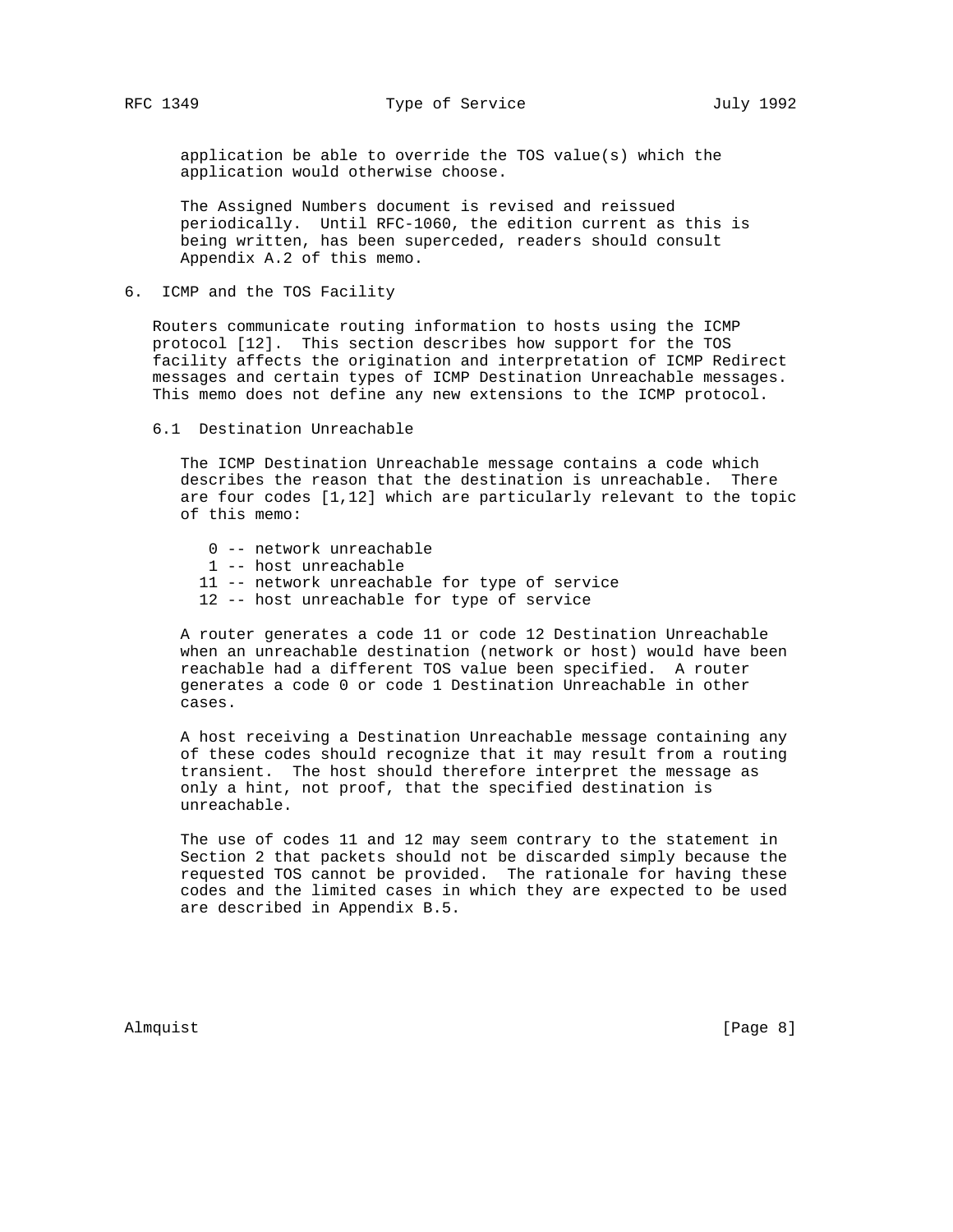application be able to override the TOS value(s) which the application would otherwise choose.

The Assigned Numbers document is revised and reissued periodically. Until RFC-1060, the edition current as this is being written, has been superceded, readers should consult Appendix A.2 of this memo.

## 6. ICMP and the TOS Facility

Routers communicate routing information to hosts using the ICMP protocol [12]. This section describes how support for the TOS facility affects the origination and interpretation of ICMP Redirect messages and certain types of ICMP Destination Unreachable messages. This memo does not define any new extensions to the ICMP protocol.

### 6.1 Destination Unreachable

The ICMP Destination Unreachable message contains a code which describes the reason that the destination is unreachable. There are four codes [1,12] which are particularly relevant to the topic of this memo:

```
 0 -- network unreachable
 1 -- host unreachable
11 -- network unreachable for type of service
12 -- host unreachable for type of service
```

A router generates a code 11 or code 12 Destination Unreachable when an unreachable destination (network or host) would have been reachable had a different TOS value been specified. A router generates a code 0 or code 1 Destination Unreachable in other cases.

A host receiving a Destination Unreachable message containing any of these codes should recognize that it may result from a routing transient. The host should therefore interpret the message as only a hint, not proof, that the specified destination is unreachable.

The use of codes 11 and 12 may seem contrary to the statement in Section 2 that packets should not be discarded simply because the requested TOS cannot be provided. The rationale for having these codes and the limited cases in which they are expected to be used are described in Appendix B.5.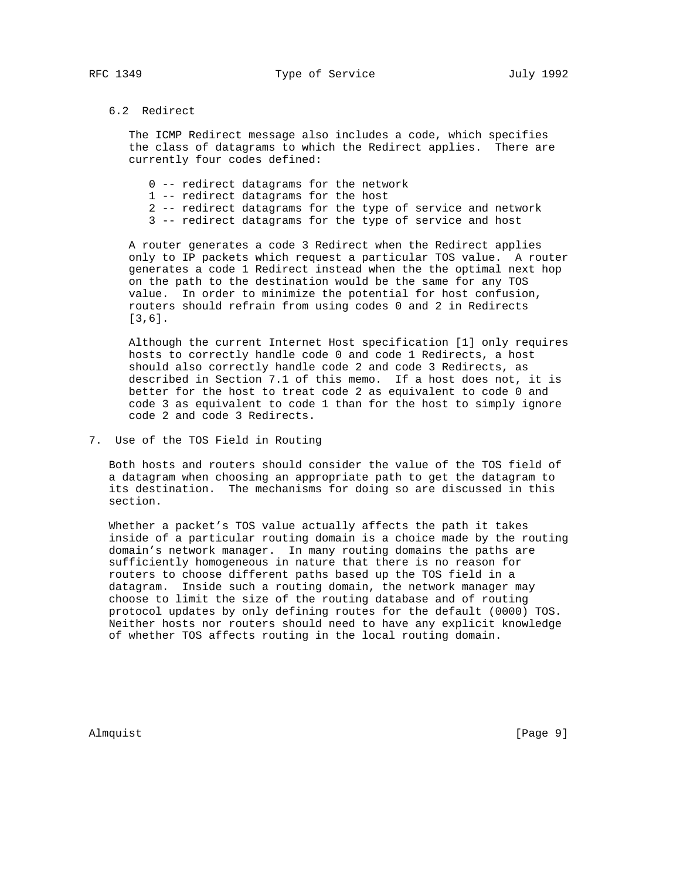### 6.2 Redirect

The ICMP Redirect message also includes a code, which specifies the class of datagrams to which the Redirect applies. There are currently four codes defined:

- 0 -- redirect datagrams for the network
- 1 -- redirect datagrams for the host
- 2 -- redirect datagrams for the type of service and network
- 3 -- redirect datagrams for the type of service and host

A router generates a code 3 Redirect when the Redirect applies only to IP packets which request a particular TOS value. A router generates a code 1 Redirect instead when the the optimal next hop on the path to the destination would be the same for any TOS value. In order to minimize the potential for host confusion, routers should refrain from using codes 0 and 2 in Redirects [3,6].

Although the current Internet Host specification [1] only requires hosts to correctly handle code 0 and code 1 Redirects, a host should also correctly handle code 2 and code 3 Redirects, as described in Section 7.1 of this memo. If a host does not, it is better for the host to treat code 2 as equivalent to code 0 and code 3 as equivalent to code 1 than for the host to simply ignore code 2 and code 3 Redirects.

## 7. Use of the TOS Field in Routing

Both hosts and routers should consider the value of the TOS field of a datagram when choosing an appropriate path to get the datagram to its destination. The mechanisms for doing so are discussed in this section.

Whether a packet's TOS value actually affects the path it takes inside of a particular routing domain is a choice made by the routing domain's network manager. In many routing domains the paths are sufficiently homogeneous in nature that there is no reason for routers to choose different paths based up the TOS field in a datagram. Inside such a routing domain, the network manager may choose to limit the size of the routing database and of routing protocol updates by only defining routes for the default (0000) TOS. Neither hosts nor routers should need to have any explicit knowledge of whether TOS affects routing in the local routing domain.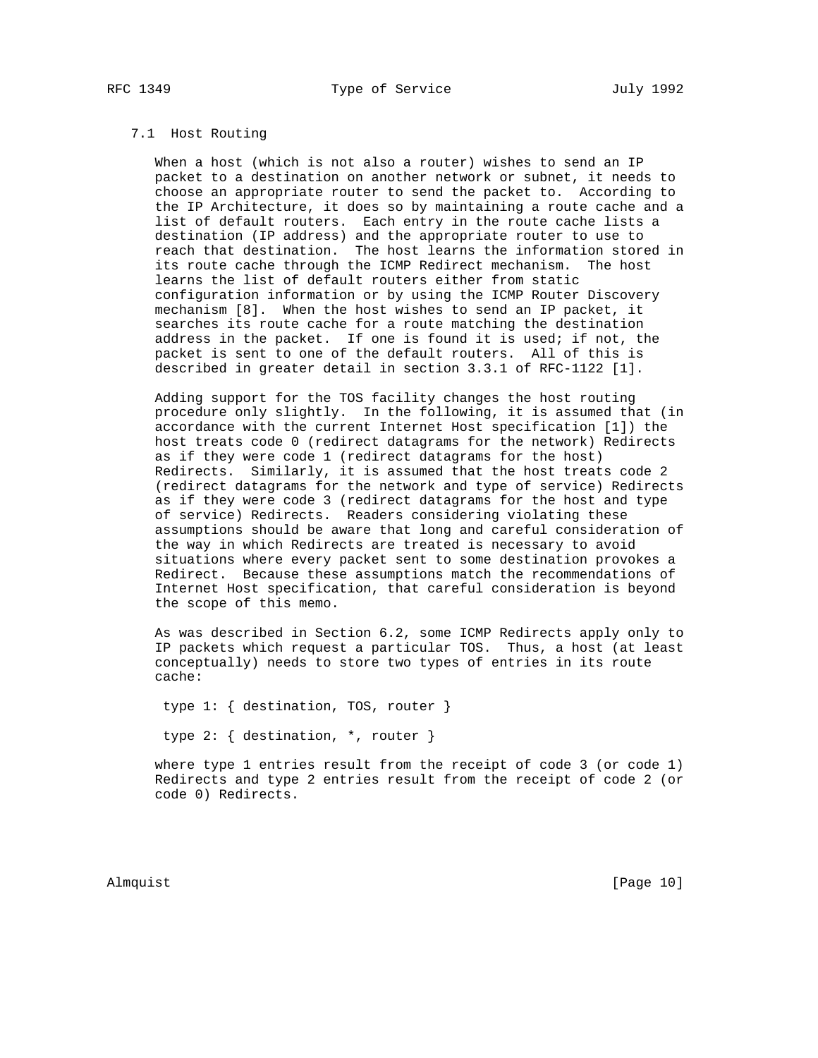### 7.1 Host Routing

When a host (which is not also a router) wishes to send an IP packet to a destination on another network or subnet, it needs to choose an appropriate router to send the packet to. According to the IP Architecture, it does so by maintaining a route cache and a list of default routers. Each entry in the route cache lists a destination (IP address) and the appropriate router to use to reach that destination. The host learns the information stored in its route cache through the ICMP Redirect mechanism. The host learns the list of default routers either from static configuration information or by using the ICMP Router Discovery mechanism [8]. When the host wishes to send an IP packet, it searches its route cache for a route matching the destination address in the packet. If one is found it is used; if not, the packet is sent to one of the default routers. All of this is described in greater detail in section 3.3.1 of RFC-1122 [1].

Adding support for the TOS facility changes the host routing procedure only slightly. In the following, it is assumed that (in accordance with the current Internet Host specification [1]) the host treats code 0 (redirect datagrams for the network) Redirects as if they were code 1 (redirect datagrams for the host) Redirects. Similarly, it is assumed that the host treats code 2 (redirect datagrams for the network and type of service) Redirects as if they were code 3 (redirect datagrams for the host and type of service) Redirects. Readers considering violating these assumptions should be aware that long and careful consideration of the way in which Redirects are treated is necessary to avoid situations where every packet sent to some destination provokes a Redirect. Because these assumptions match the recommendations of Internet Host specification, that careful consideration is beyond the scope of this memo.

As was described in Section 6.2, some ICMP Redirects apply only to IP packets which request a particular TOS. Thus, a host (at least conceptually) needs to store two types of entries in its route cache:

```
type 1: { destination, TOS, router }

type 2: { destination, *, router }
```

where type 1 entries result from the receipt of code 3 (or code 1) Redirects and type 2 entries result from the receipt of code 2 (or code 0) Redirects.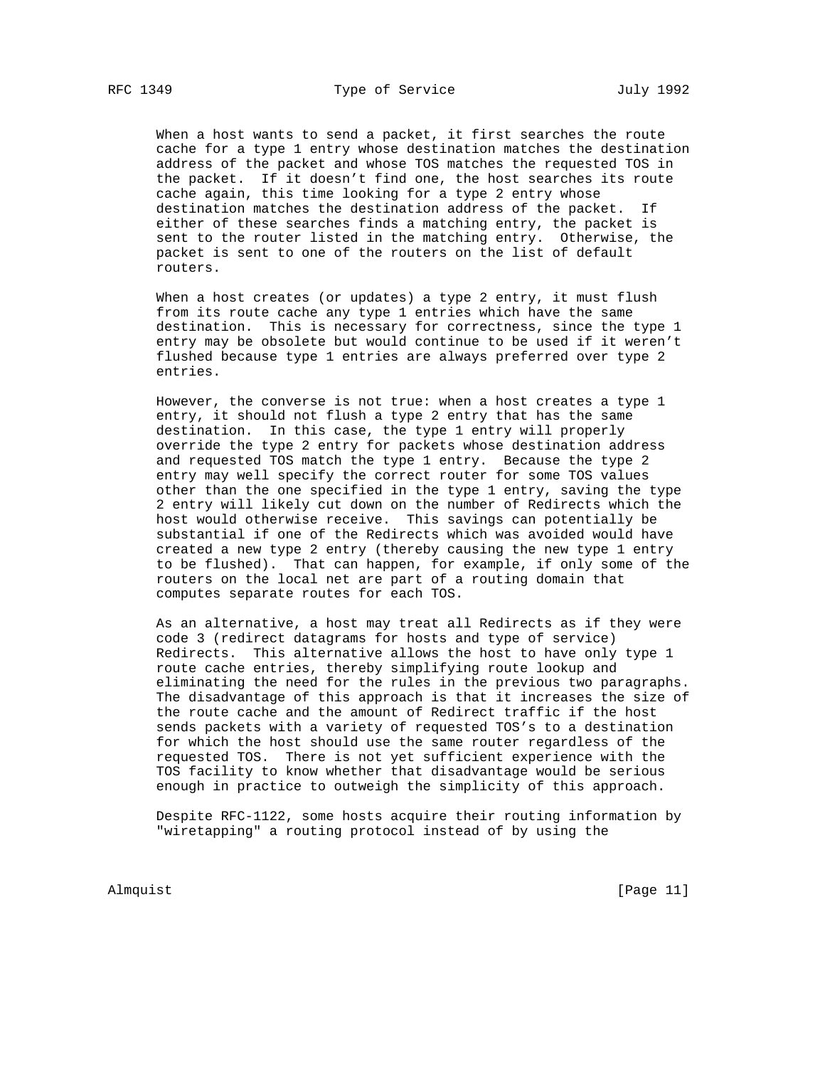When a host wants to send a packet, it first searches the route cache for a type 1 entry whose destination matches the destination address of the packet and whose TOS matches the requested TOS in the packet. If it doesn't find one, the host searches its route cache again, this time looking for a type 2 entry whose destination matches the destination address of the packet. If either of these searches finds a matching entry, the packet is sent to the router listed in the matching entry. Otherwise, the packet is sent to one of the routers on the list of default routers.

When a host creates (or updates) a type 2 entry, it must flush from its route cache any type 1 entries which have the same destination. This is necessary for correctness, since the type 1 entry may be obsolete but would continue to be used if it weren't flushed because type 1 entries are always preferred over type 2 entries.

However, the converse is not true: when a host creates a type 1 entry, it should not flush a type 2 entry that has the same destination. In this case, the type 1 entry will properly override the type 2 entry for packets whose destination address and requested TOS match the type 1 entry. Because the type 2 entry may well specify the correct router for some TOS values other than the one specified in the type 1 entry, saving the type 2 entry will likely cut down on the number of Redirects which the host would otherwise receive. This savings can potentially be substantial if one of the Redirects which was avoided would have created a new type 2 entry (thereby causing the new type 1 entry to be flushed). That can happen, for example, if only some of the routers on the local net are part of a routing domain that computes separate routes for each TOS.

As an alternative, a host may treat all Redirects as if they were code 3 (redirect datagrams for hosts and type of service) Redirects. This alternative allows the host to have only type 1 route cache entries, thereby simplifying route lookup and eliminating the need for the rules in the previous two paragraphs. The disadvantage of this approach is that it increases the size of the route cache and the amount of Redirect traffic if the host sends packets with a variety of requested TOS's to a destination for which the host should use the same router regardless of the requested TOS. There is not yet sufficient experience with the TOS facility to know whether that disadvantage would be serious enough in practice to outweigh the simplicity of this approach.

Despite RFC-1122, some hosts acquire their routing information by "wiretapping" a routing protocol instead of by using the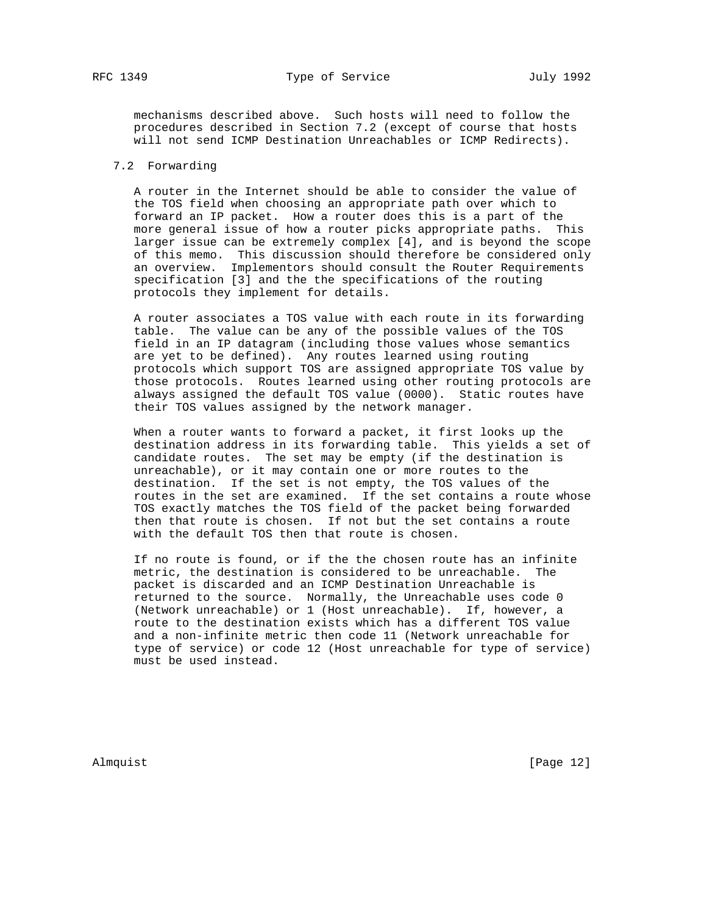mechanisms described above. Such hosts will need to follow the procedures described in Section 7.2 (except of course that hosts will not send ICMP Destination Unreachables or ICMP Redirects).

## 7.2 Forwarding

A router in the Internet should be able to consider the value of the TOS field when choosing an appropriate path over which to forward an IP packet. How a router does this is a part of the more general issue of how a router picks appropriate paths. This larger issue can be extremely complex [4], and is beyond the scope of this memo. This discussion should therefore be considered only an overview. Implementors should consult the Router Requirements specification [3] and the the specifications of the routing protocols they implement for details.

A router associates a TOS value with each route in its forwarding table. The value can be any of the possible values of the TOS field in an IP datagram (including those values whose semantics are yet to be defined). Any routes learned using routing protocols which support TOS are assigned appropriate TOS value by those protocols. Routes learned using other routing protocols are always assigned the default TOS value (0000). Static routes have their TOS values assigned by the network manager.

When a router wants to forward a packet, it first looks up the destination address in its forwarding table. This yields a set of candidate routes. The set may be empty (if the destination is unreachable), or it may contain one or more routes to the destination. If the set is not empty, the TOS values of the routes in the set are examined. If the set contains a route whose TOS exactly matches the TOS field of the packet being forwarded then that route is chosen. If not but the set contains a route with the default TOS then that route is chosen.

If no route is found, or if the the chosen route has an infinite metric, the destination is considered to be unreachable. The packet is discarded and an ICMP Destination Unreachable is returned to the source. Normally, the Unreachable uses code 0 (Network unreachable) or 1 (Host unreachable). If, however, a route to the destination exists which has a different TOS value and a non-infinite metric then code 11 (Network unreachable for type of service) or code 12 (Host unreachable for type of service) must be used instead.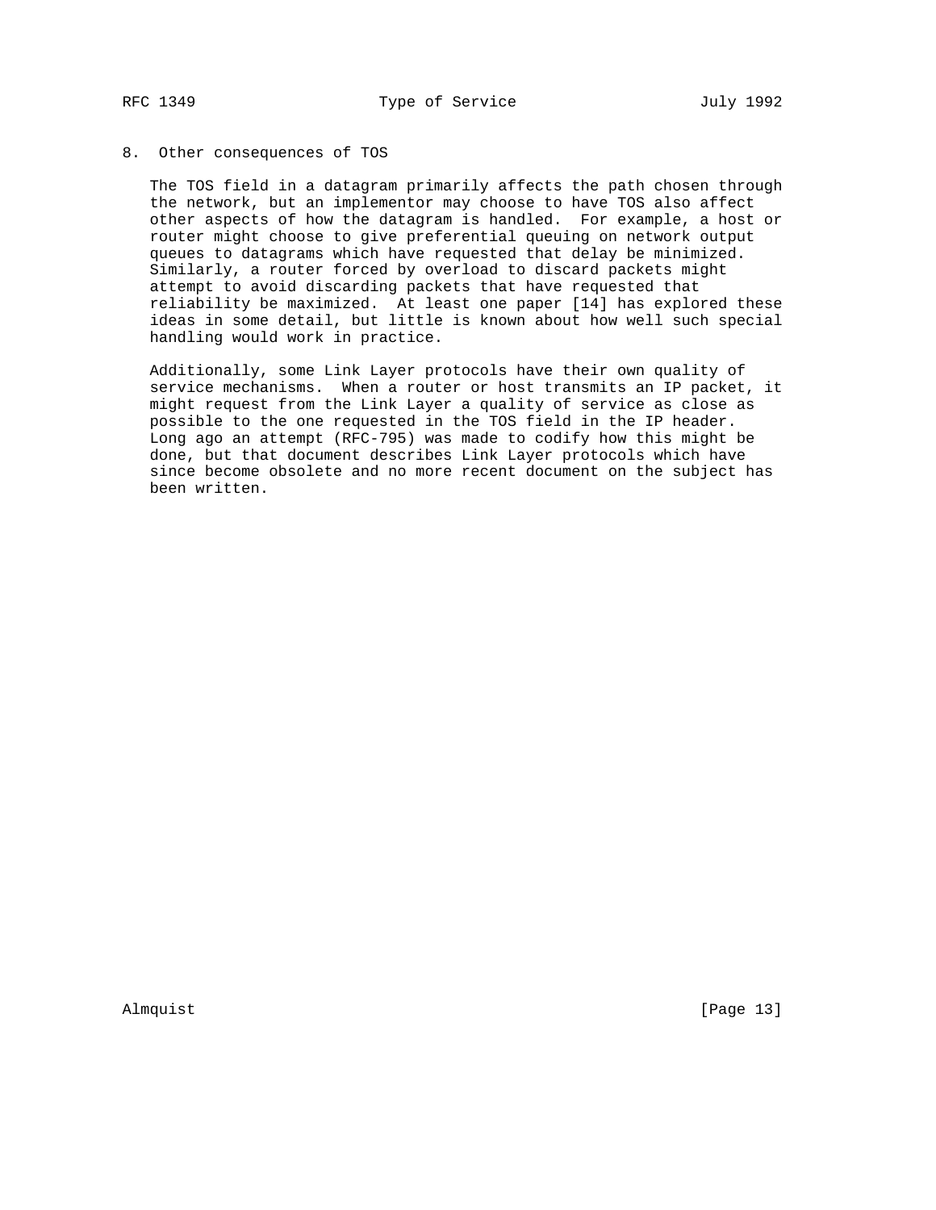## 8. Other consequences of TOS

The TOS field in a datagram primarily affects the path chosen through the network, but an implementor may choose to have TOS also affect other aspects of how the datagram is handled. For example, a host or router might choose to give preferential queuing on network output queues to datagrams which have requested that delay be minimized. Similarly, a router forced by overload to discard packets might attempt to avoid discarding packets that have requested that reliability be maximized. At least one paper [14] has explored these ideas in some detail, but little is known about how well such special handling would work in practice.

Additionally, some Link Layer protocols have their own quality of service mechanisms. When a router or host transmits an IP packet, it might request from the Link Layer a quality of service as close as possible to the one requested in the TOS field in the IP header. Long ago an attempt (RFC-795) was made to codify how this might be done, but that document describes Link Layer protocols which have since become obsolete and no more recent document on the subject has been written.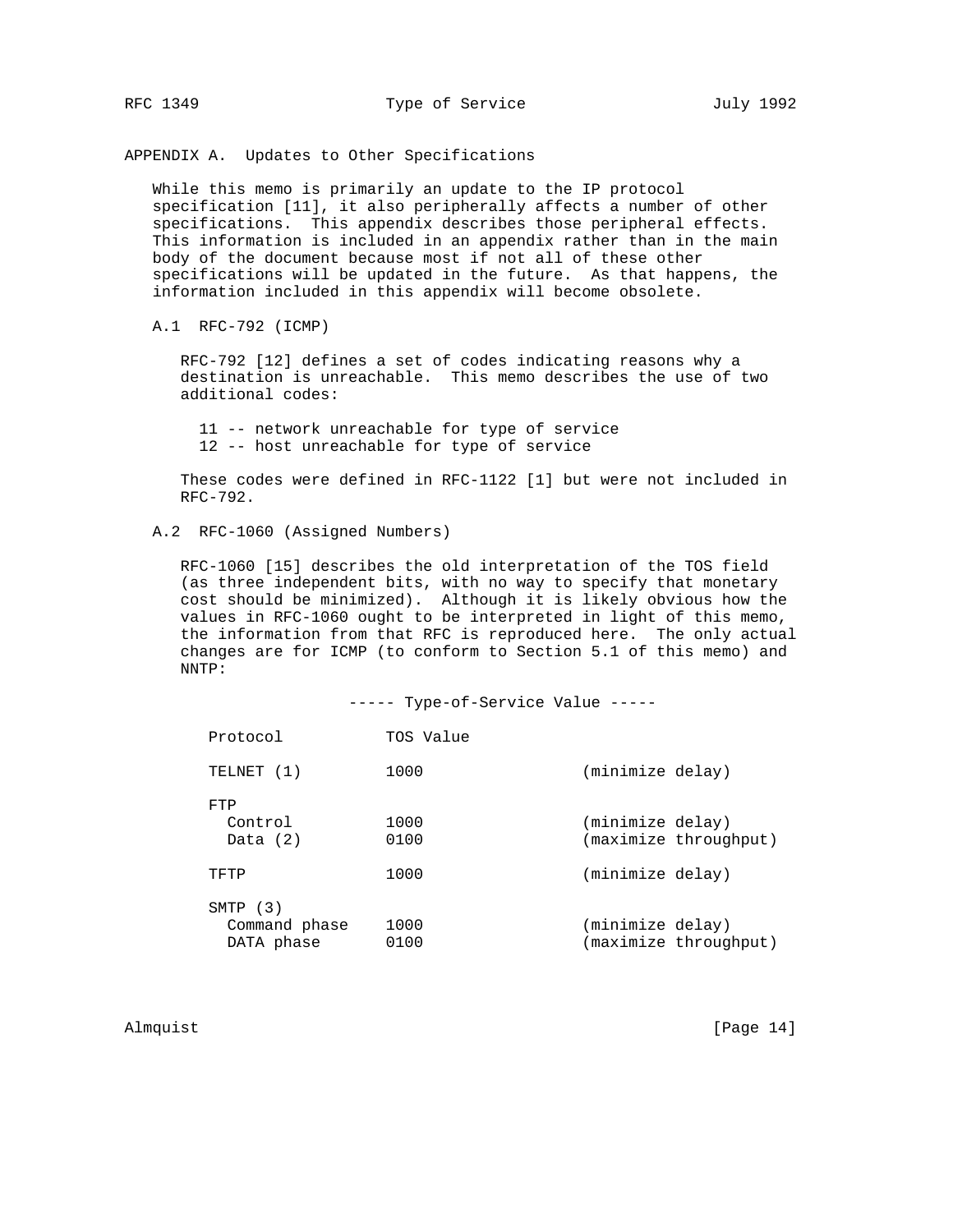## APPENDIX A. Updates to Other Specifications

While this memo is primarily an update to the IP protocol specification [11], it also peripherally affects a number of other specifications. This appendix describes those peripheral effects. This information is included in an appendix rather than in the main body of the document because most if not all of these other specifications will be updated in the future. As that happens, the information included in this appendix will become obsolete.

### A.1 RFC-792 (ICMP)

RFC-792 [12] defines a set of codes indicating reasons why a destination is unreachable. This memo describes the use of two additional codes:

11 -- network unreachable for type of service
12 -- host unreachable for type of service

These codes were defined in RFC-1122 [1] but were not included in RFC-792.

### A.2 RFC-1060 (Assigned Numbers)

RFC-1060 [15] describes the old interpretation of the TOS field (as three independent bits, with no way to specify that monetary cost should be minimized). Although it is likely obvious how the values in RFC-1060 ought to be interpreted in light of this memo, the information from that RFC is reproduced here. The only actual changes are for ICMP (to conform to Section 5.1 of this memo) and NNTP:

----- Type-of-Service Value -----

| Protocol | TOS Value | |
|---|---|---|
| TELNET (1) | 1000 | (minimize delay) |
| FTP | | |
| Control | 1000 | (minimize delay) |
| Data (2) | 0100 | (maximize throughput) |
| TFTP | 1000 | (minimize delay) |
| SMTP (3) | | |
| Command phase | 1000 | (minimize delay) |
| DATA phase | 0100 | (maximize throughput) |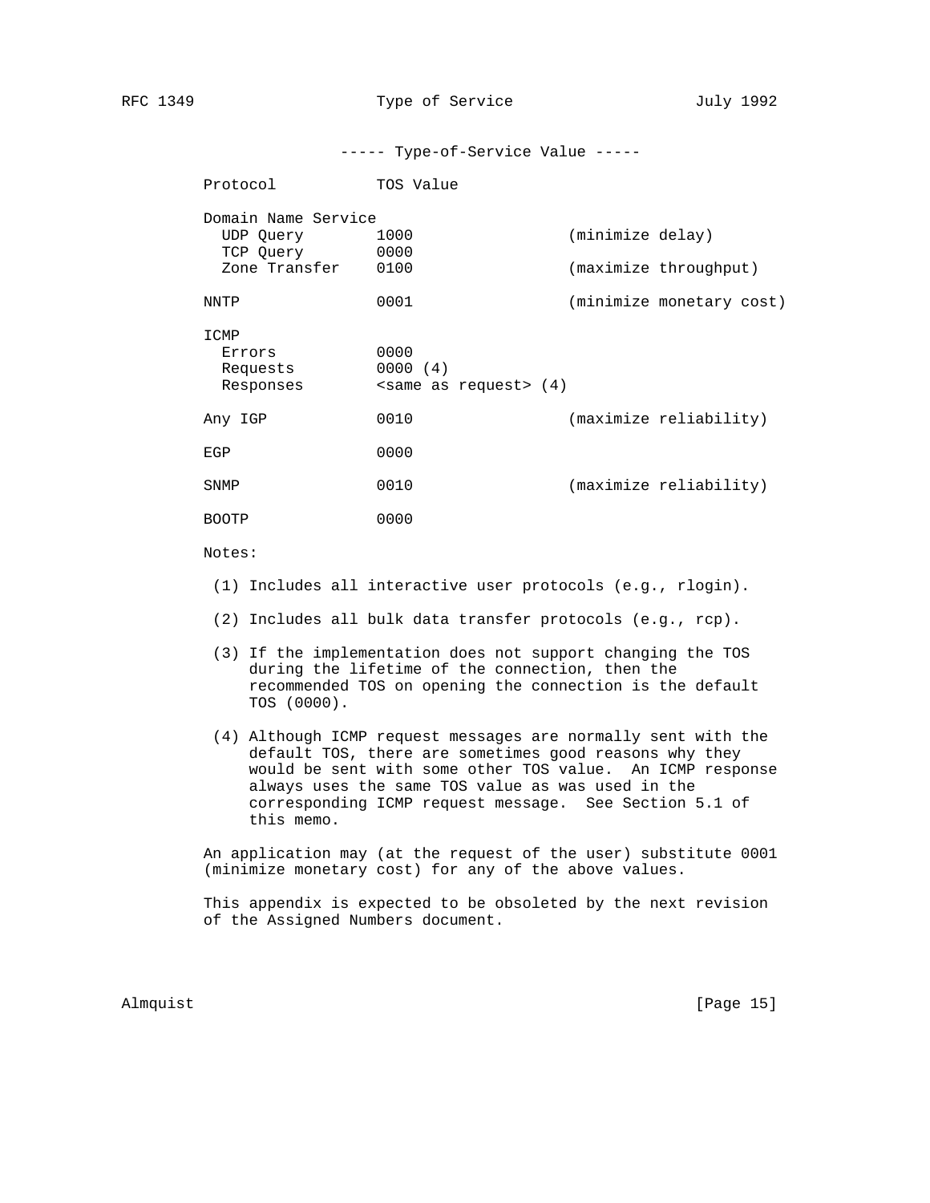----- Type-of-Service Value -----

| Protocol | TOS Value | |
|---|---|---|
| Domain Name Service | | |
| UDP Query | 1000 | (minimize delay) |
| TCP Query | 0000 | |
| Zone Transfer | 0100 | (maximize throughput) |
| NNTP | 0001 | (minimize monetary cost) |
| ICMP | | |
| Errors | 0000 | |
| Requests | 0000 (4) | |
| Responses | <same as request> (4) | |
| Any IGP | 0010 | (maximize reliability) |
| EGP | 0000 | |
| SNMP | 0010 | (maximize reliability) |
| BOOTP | 0000 | |

Notes:

(1) Includes all interactive user protocols (e.g., rlogin).

(2) Includes all bulk data transfer protocols (e.g., rcp).

(3) If the implementation does not support changing the TOS during the lifetime of the connection, then the recommended TOS on opening the connection is the default TOS (0000).

(4) Although ICMP request messages are normally sent with the default TOS, there are sometimes good reasons why they would be sent with some other TOS value. An ICMP response always uses the same TOS value as was used in the corresponding ICMP request message. See Section 5.1 of this memo.

An application may (at the request of the user) substitute 0001 (minimize monetary cost) for any of the above values.

This appendix is expected to be obsoleted by the next revision of the Assigned Numbers document.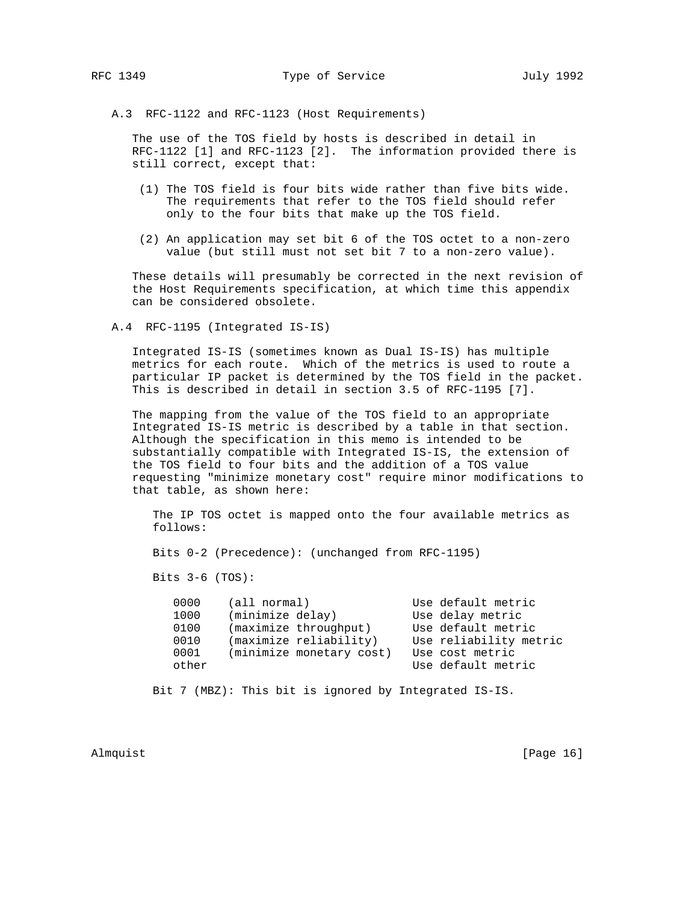### A.3 RFC-1122 and RFC-1123 (Host Requirements)

The use of the TOS field by hosts is described in detail in RFC-1122 [1] and RFC-1123 [2]. The information provided there is still correct, except that:

(1) The TOS field is four bits wide rather than five bits wide. The requirements that refer to the TOS field should refer only to the four bits that make up the TOS field.

(2) An application may set bit 6 of the TOS octet to a non-zero value (but still must not set bit 7 to a non-zero value).

These details will presumably be corrected in the next revision of the Host Requirements specification, at which time this appendix can be considered obsolete.

### A.4 RFC-1195 (Integrated IS-IS)

Integrated IS-IS (sometimes known as Dual IS-IS) has multiple metrics for each route. Which of the metrics is used to route a particular IP packet is determined by the TOS field in the packet. This is described in detail in section 3.5 of RFC-1195 [7].

The mapping from the value of the TOS field to an appropriate Integrated IS-IS metric is described by a table in that section. Although the specification in this memo is intended to be substantially compatible with Integrated IS-IS, the extension of the TOS field to four bits and the addition of a TOS value requesting "minimize monetary cost" require minor modifications to that table, as shown here:

```
   The IP TOS octet is mapped onto the four available metrics as
   follows:

   Bits 0-2 (Precedence): (unchanged from RFC-1195)

   Bits 3-6 (TOS):

      0000    (all normal)               Use default metric
      1000    (minimize delay)           Use delay metric
      0100    (maximize throughput)      Use default metric
      0010    (maximize reliability)     Use reliability metric
      0001    (minimize monetary cost)   Use cost metric
      other                              Use default metric

   Bit 7 (MBZ): This bit is ignored by Integrated IS-IS.
```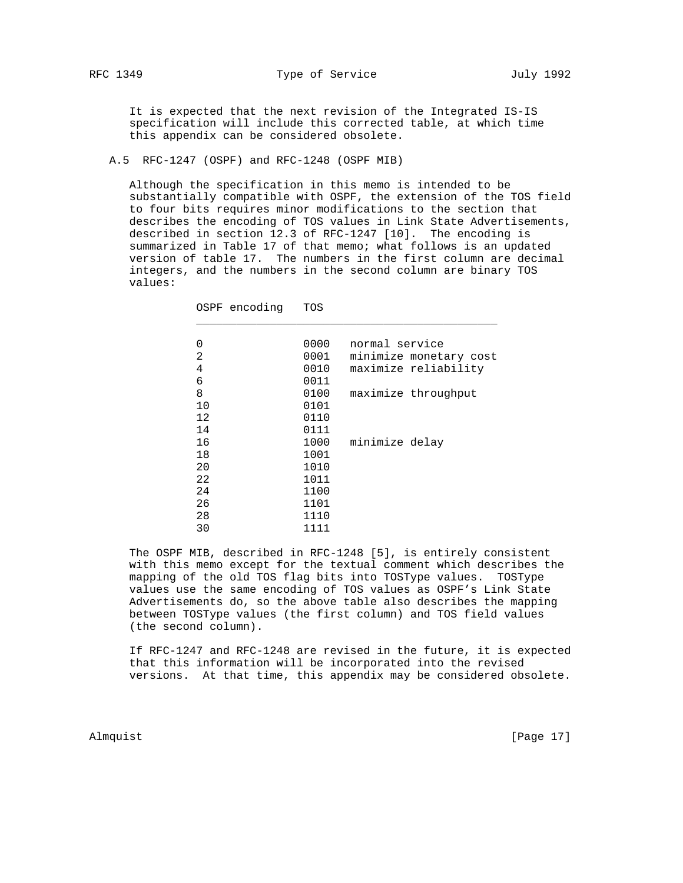It is expected that the next revision of the Integrated IS-IS specification will include this corrected table, at which time this appendix can be considered obsolete.

## A.5 RFC-1247 (OSPF) and RFC-1248 (OSPF MIB)

Although the specification in this memo is intended to be substantially compatible with OSPF, the extension of the TOS field to four bits requires minor modifications to the section that describes the encoding of TOS values in Link State Advertisements, described in section 12.3 of RFC-1247 [10]. The encoding is summarized in Table 17 of that memo; what follows is an updated version of table 17. The numbers in the first column are decimal integers, and the numbers in the second column are binary TOS values:

| OSPF encoding | TOS | |
|---|---|---|
| 0 | 0000 | normal service |
| 2 | 0001 | minimize monetary cost |
| 4 | 0010 | maximize reliability |
| 6 | 0011 | |
| 8 | 0100 | maximize throughput |
| 10 | 0101 | |
| 12 | 0110 | |
| 14 | 0111 | |
| 16 | 1000 | minimize delay |
| 18 | 1001 | |
| 20 | 1010 | |
| 22 | 1011 | |
| 24 | 1100 | |
| 26 | 1101 | |
| 28 | 1110 | |
| 30 | 1111 | |

The OSPF MIB, described in RFC-1248 [5], is entirely consistent with this memo except for the textual comment which describes the mapping of the old TOS flag bits into TOSType values. TOSType values use the same encoding of TOS values as OSPF's Link State Advertisements do, so the above table also describes the mapping between TOSType values (the first column) and TOS field values (the second column).

If RFC-1247 and RFC-1248 are revised in the future, it is expected that this information will be incorporated into the revised versions. At that time, this appendix may be considered obsolete.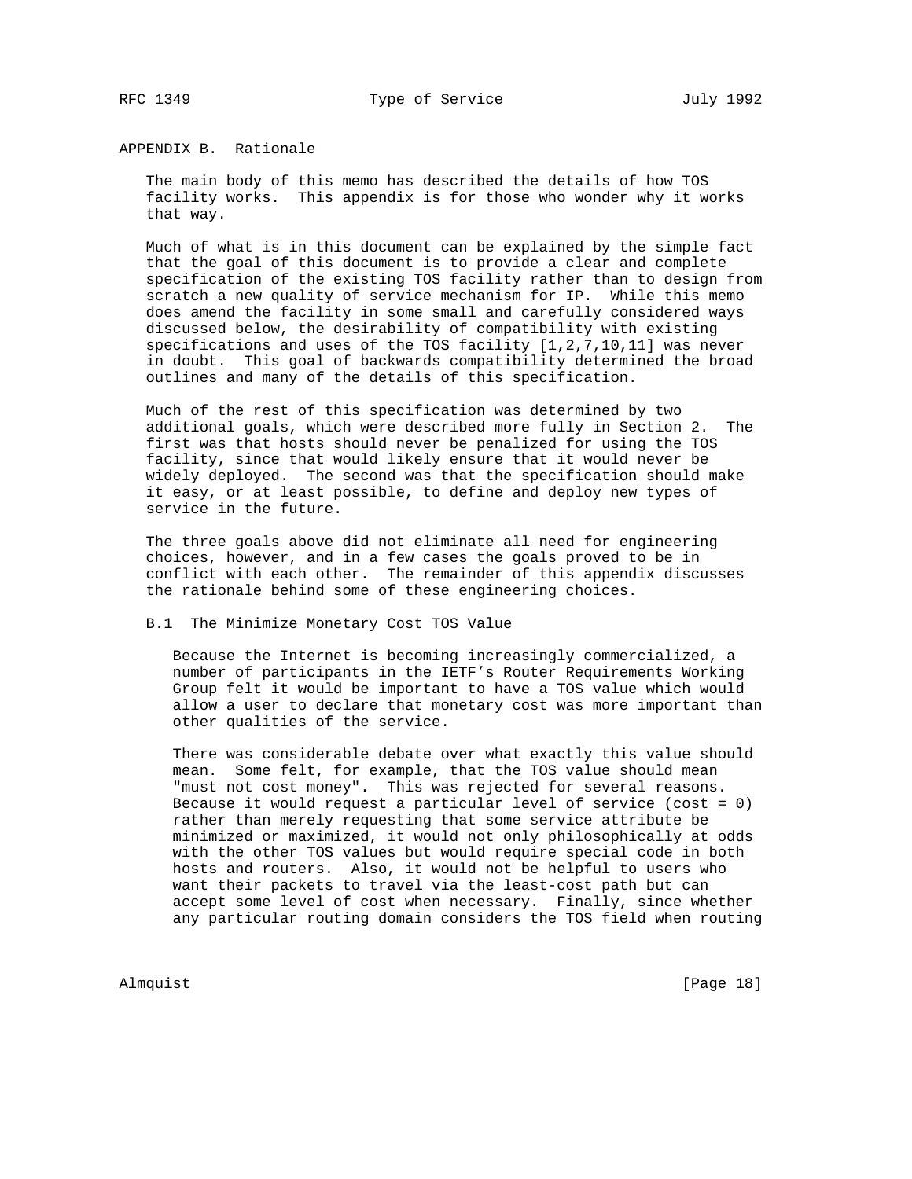## APPENDIX B. Rationale

The main body of this memo has described the details of how TOS facility works. This appendix is for those who wonder why it works that way.

Much of what is in this document can be explained by the simple fact that the goal of this document is to provide a clear and complete specification of the existing TOS facility rather than to design from scratch a new quality of service mechanism for IP. While this memo does amend the facility in some small and carefully considered ways discussed below, the desirability of compatibility with existing specifications and uses of the TOS facility [1,2,7,10,11] was never in doubt. This goal of backwards compatibility determined the broad outlines and many of the details of this specification.

Much of the rest of this specification was determined by two additional goals, which were described more fully in Section 2. The first was that hosts should never be penalized for using the TOS facility, since that would likely ensure that it would never be widely deployed. The second was that the specification should make it easy, or at least possible, to define and deploy new types of service in the future.

The three goals above did not eliminate all need for engineering choices, however, and in a few cases the goals proved to be in conflict with each other. The remainder of this appendix discusses the rationale behind some of these engineering choices.

### B.1 The Minimize Monetary Cost TOS Value

Because the Internet is becoming increasingly commercialized, a number of participants in the IETF's Router Requirements Working Group felt it would be important to have a TOS value which would allow a user to declare that monetary cost was more important than other qualities of the service.

There was considerable debate over what exactly this value should mean. Some felt, for example, that the TOS value should mean "must not cost money". This was rejected for several reasons. Because it would request a particular level of service (cost = 0) rather than merely requesting that some service attribute be minimized or maximized, it would not only philosophically at odds with the other TOS values but would require special code in both hosts and routers. Also, it would not be helpful to users who want their packets to travel via the least-cost path but can accept some level of cost when necessary. Finally, since whether any particular routing domain considers the TOS field when routing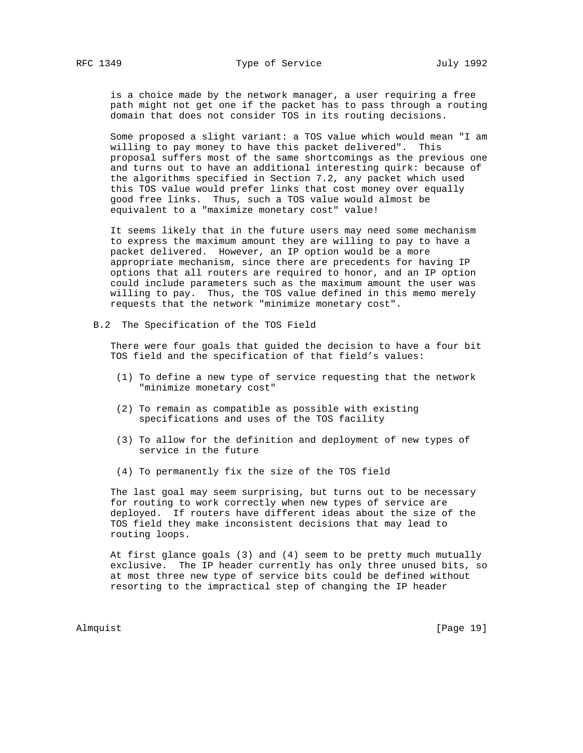is a choice made by the network manager, a user requiring a free path might not get one if the packet has to pass through a routing domain that does not consider TOS in its routing decisions.

Some proposed a slight variant: a TOS value which would mean "I am willing to pay money to have this packet delivered". This proposal suffers most of the same shortcomings as the previous one and turns out to have an additional interesting quirk: because of the algorithms specified in Section 7.2, any packet which used this TOS value would prefer links that cost money over equally good free links. Thus, such a TOS value would almost be equivalent to a "maximize monetary cost" value!

It seems likely that in the future users may need some mechanism to express the maximum amount they are willing to pay to have a packet delivered. However, an IP option would be a more appropriate mechanism, since there are precedents for having IP options that all routers are required to honor, and an IP option could include parameters such as the maximum amount the user was willing to pay. Thus, the TOS value defined in this memo merely requests that the network "minimize monetary cost".

## B.2 The Specification of the TOS Field

There were four goals that guided the decision to have a four bit TOS field and the specification of that field's values:

(1) To define a new type of service requesting that the network "minimize monetary cost"

(2) To remain as compatible as possible with existing specifications and uses of the TOS facility

(3) To allow for the definition and deployment of new types of service in the future

(4) To permanently fix the size of the TOS field

The last goal may seem surprising, but turns out to be necessary for routing to work correctly when new types of service are deployed. If routers have different ideas about the size of the TOS field they make inconsistent decisions that may lead to routing loops.

At first glance goals (3) and (4) seem to be pretty much mutually exclusive. The IP header currently has only three unused bits, so at most three new type of service bits could be defined without resorting to the impractical step of changing the IP header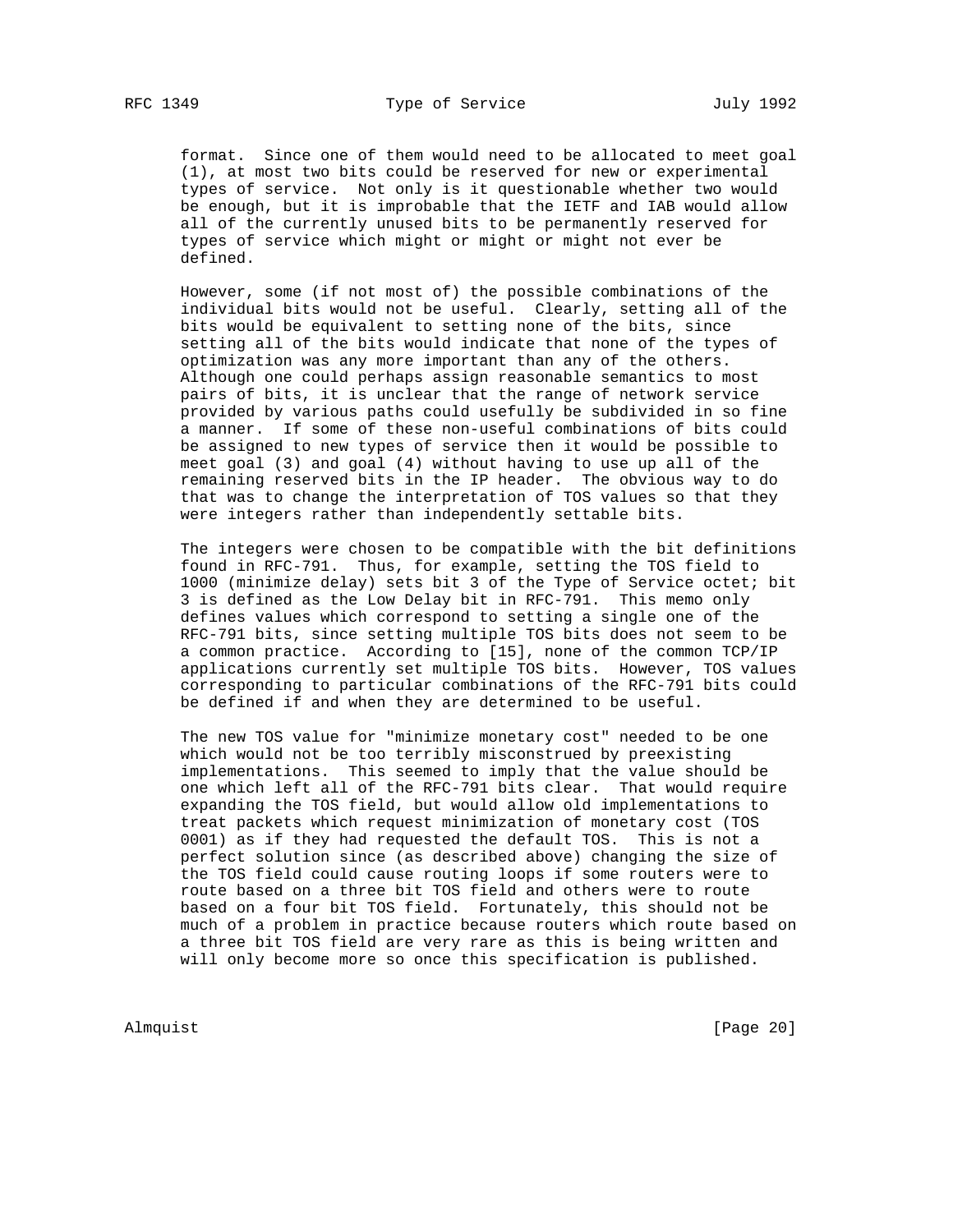format. Since one of them would need to be allocated to meet goal (1), at most two bits could be reserved for new or experimental types of service. Not only is it questionable whether two would be enough, but it is improbable that the IETF and IAB would allow all of the currently unused bits to be permanently reserved for types of service which might or might or might not ever be defined.

However, some (if not most of) the possible combinations of the individual bits would not be useful. Clearly, setting all of the bits would be equivalent to setting none of the bits, since setting all of the bits would indicate that none of the types of optimization was any more important than any of the others. Although one could perhaps assign reasonable semantics to most pairs of bits, it is unclear that the range of network service provided by various paths could usefully be subdivided in so fine a manner. If some of these non-useful combinations of bits could be assigned to new types of service then it would be possible to meet goal (3) and goal (4) without having to use up all of the remaining reserved bits in the IP header. The obvious way to do that was to change the interpretation of TOS values so that they were integers rather than independently settable bits.

The integers were chosen to be compatible with the bit definitions found in RFC-791. Thus, for example, setting the TOS field to 1000 (minimize delay) sets bit 3 of the Type of Service octet; bit 3 is defined as the Low Delay bit in RFC-791. This memo only defines values which correspond to setting a single one of the RFC-791 bits, since setting multiple TOS bits does not seem to be a common practice. According to [15], none of the common TCP/IP applications currently set multiple TOS bits. However, TOS values corresponding to particular combinations of the RFC-791 bits could be defined if and when they are determined to be useful.

The new TOS value for "minimize monetary cost" needed to be one which would not be too terribly misconstrued by preexisting implementations. This seemed to imply that the value should be one which left all of the RFC-791 bits clear. That would require expanding the TOS field, but would allow old implementations to treat packets which request minimization of monetary cost (TOS 0001) as if they had requested the default TOS. This is not a perfect solution since (as described above) changing the size of the TOS field could cause routing loops if some routers were to route based on a three bit TOS field and others were to route based on a four bit TOS field. Fortunately, this should not be much of a problem in practice because routers which route based on a three bit TOS field are very rare as this is being written and will only become more so once this specification is published.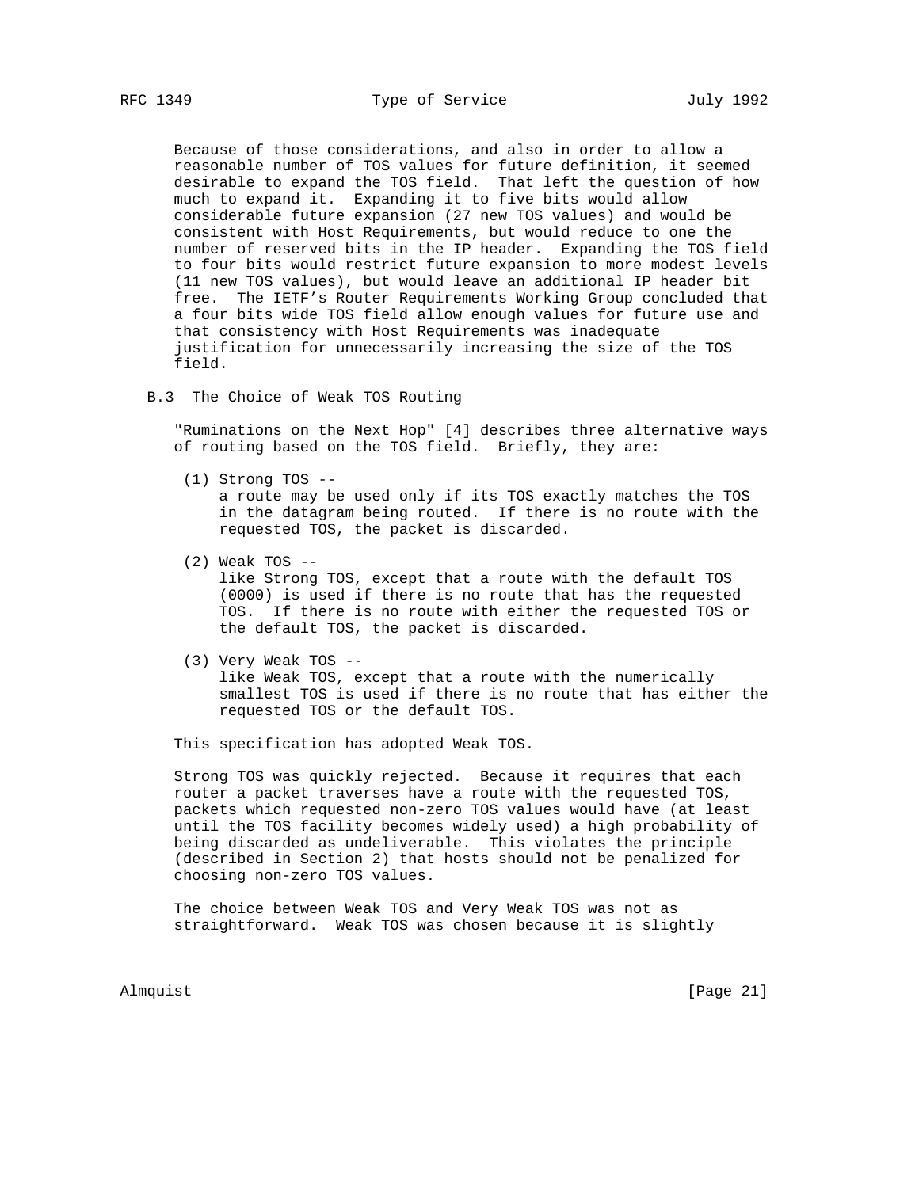Because of those considerations, and also in order to allow a reasonable number of TOS values for future definition, it seemed desirable to expand the TOS field. That left the question of how much to expand it. Expanding it to five bits would allow considerable future expansion (27 new TOS values) and would be consistent with Host Requirements, but would reduce to one the number of reserved bits in the IP header. Expanding the TOS field to four bits would restrict future expansion to more modest levels (11 new TOS values), but would leave an additional IP header bit free. The IETF's Router Requirements Working Group concluded that a four bits wide TOS field allow enough values for future use and that consistency with Host Requirements was inadequate justification for unnecessarily increasing the size of the TOS field.

### B.3 The Choice of Weak TOS Routing

"Ruminations on the Next Hop" [4] describes three alternative ways of routing based on the TOS field. Briefly, they are:

(1) Strong TOS --
a route may be used only if its TOS exactly matches the TOS in the datagram being routed. If there is no route with the requested TOS, the packet is discarded.

(2) Weak TOS --
like Strong TOS, except that a route with the default TOS (0000) is used if there is no route that has the requested TOS. If there is no route with either the requested TOS or the default TOS, the packet is discarded.

(3) Very Weak TOS --
like Weak TOS, except that a route with the numerically smallest TOS is used if there is no route that has either the requested TOS or the default TOS.

This specification has adopted Weak TOS.

Strong TOS was quickly rejected. Because it requires that each router a packet traverses have a route with the requested TOS, packets which requested non-zero TOS values would have (at least until the TOS facility becomes widely used) a high probability of being discarded as undeliverable. This violates the principle (described in Section 2) that hosts should not be penalized for choosing non-zero TOS values.

The choice between Weak TOS and Very Weak TOS was not as straightforward. Weak TOS was chosen because it is slightly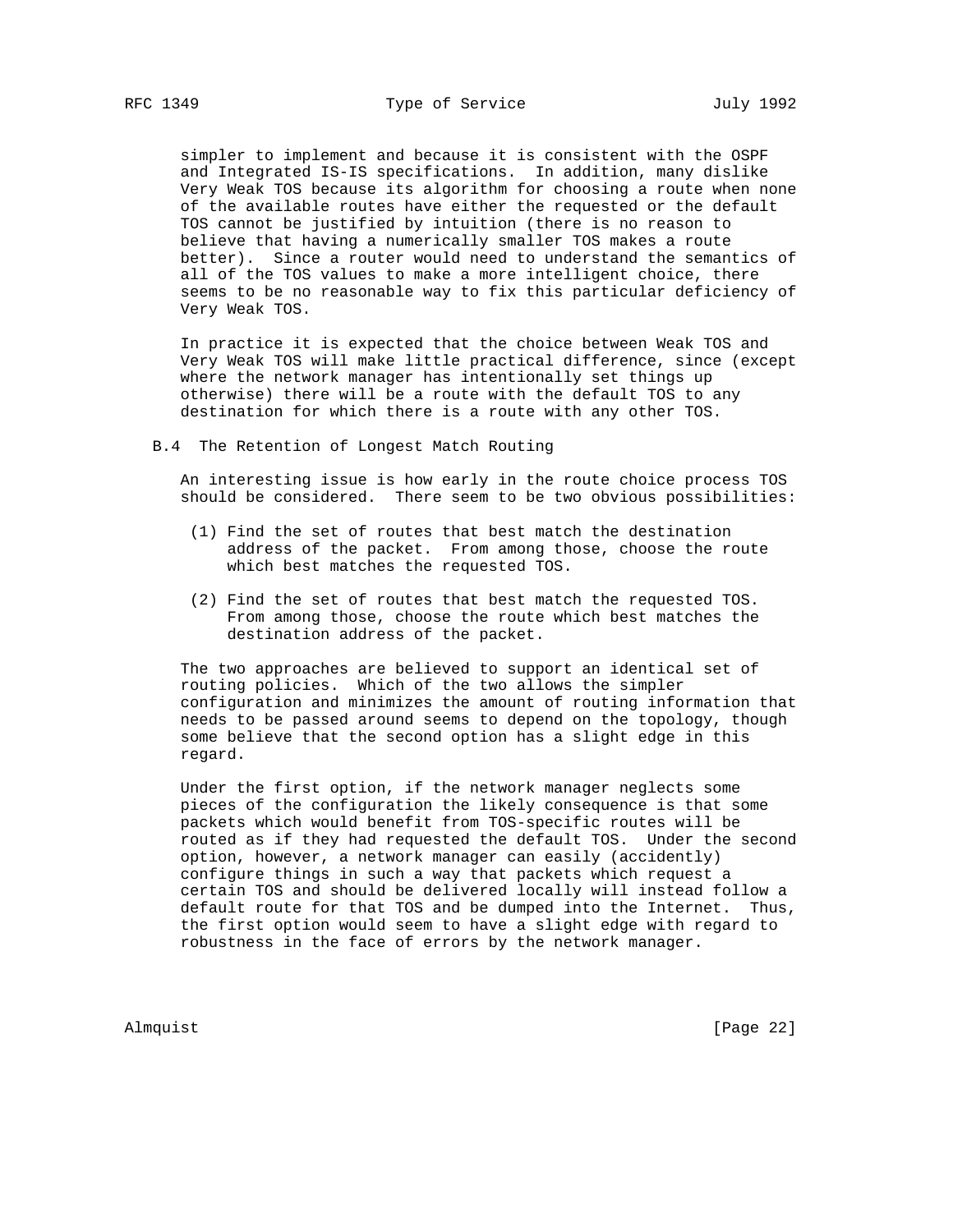simpler to implement and because it is consistent with the OSPF and Integrated IS-IS specifications. In addition, many dislike Very Weak TOS because its algorithm for choosing a route when none of the available routes have either the requested or the default TOS cannot be justified by intuition (there is no reason to believe that having a numerically smaller TOS makes a route better). Since a router would need to understand the semantics of all of the TOS values to make a more intelligent choice, there seems to be no reasonable way to fix this particular deficiency of Very Weak TOS.

In practice it is expected that the choice between Weak TOS and Very Weak TOS will make little practical difference, since (except where the network manager has intentionally set things up otherwise) there will be a route with the default TOS to any destination for which there is a route with any other TOS.

## B.4 The Retention of Longest Match Routing

An interesting issue is how early in the route choice process TOS should be considered. There seem to be two obvious possibilities:

(1) Find the set of routes that best match the destination address of the packet. From among those, choose the route which best matches the requested TOS.

(2) Find the set of routes that best match the requested TOS. From among those, choose the route which best matches the destination address of the packet.

The two approaches are believed to support an identical set of routing policies. Which of the two allows the simpler configuration and minimizes the amount of routing information that needs to be passed around seems to depend on the topology, though some believe that the second option has a slight edge in this regard.

Under the first option, if the network manager neglects some pieces of the configuration the likely consequence is that some packets which would benefit from TOS-specific routes will be routed as if they had requested the default TOS. Under the second option, however, a network manager can easily (accidently) configure things in such a way that packets which request a certain TOS and should be delivered locally will instead follow a default route for that TOS and be dumped into the Internet. Thus, the first option would seem to have a slight edge with regard to robustness in the face of errors by the network manager.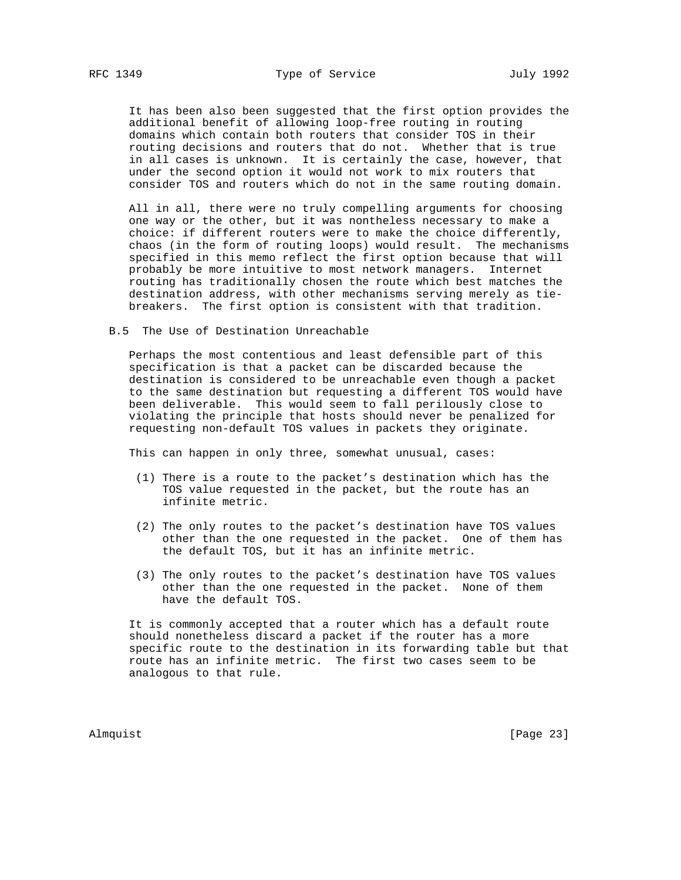It has been also been suggested that the first option provides the additional benefit of allowing loop-free routing in routing domains which contain both routers that consider TOS in their routing decisions and routers that do not. Whether that is true in all cases is unknown. It is certainly the case, however, that under the second option it would not work to mix routers that consider TOS and routers which do not in the same routing domain.

All in all, there were no truly compelling arguments for choosing one way or the other, but it was nontheless necessary to make a choice: if different routers were to make the choice differently, chaos (in the form of routing loops) would result. The mechanisms specified in this memo reflect the first option because that will probably be more intuitive to most network managers. Internet routing has traditionally chosen the route which best matches the destination address, with other mechanisms serving merely as tie-breakers. The first option is consistent with that tradition.

### B.5 The Use of Destination Unreachable

Perhaps the most contentious and least defensible part of this specification is that a packet can be discarded because the destination is considered to be unreachable even though a packet to the same destination but requesting a different TOS would have been deliverable. This would seem to fall perilously close to violating the principle that hosts should never be penalized for requesting non-default TOS values in packets they originate.

This can happen in only three, somewhat unusual, cases:

(1) There is a route to the packet’s destination which has the TOS value requested in the packet, but the route has an infinite metric.

(2) The only routes to the packet’s destination have TOS values other than the one requested in the packet. One of them has the default TOS, but it has an infinite metric.

(3) The only routes to the packet’s destination have TOS values other than the one requested in the packet. None of them have the default TOS.

It is commonly accepted that a router which has a default route should nonetheless discard a packet if the router has a more specific route to the destination in its forwarding table but that route has an infinite metric. The first two cases seem to be analogous to that rule.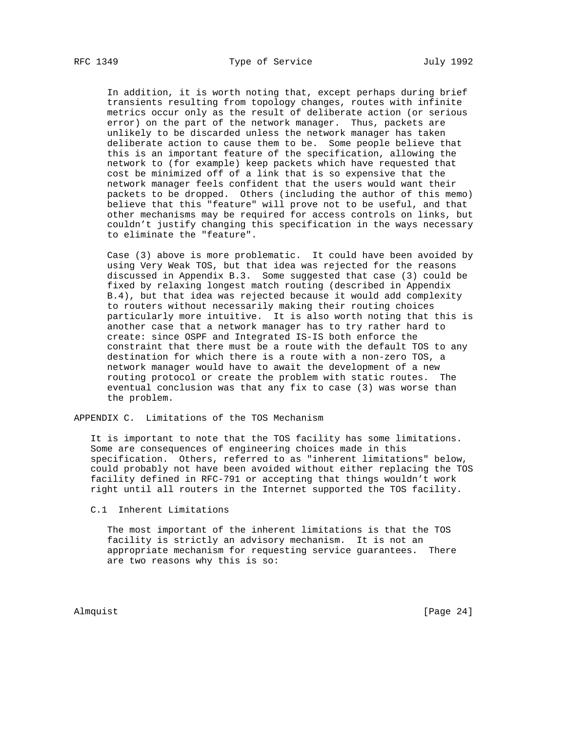In addition, it is worth noting that, except perhaps during brief transients resulting from topology changes, routes with infinite metrics occur only as the result of deliberate action (or serious error) on the part of the network manager. Thus, packets are unlikely to be discarded unless the network manager has taken deliberate action to cause them to be. Some people believe that this is an important feature of the specification, allowing the network to (for example) keep packets which have requested that cost be minimized off of a link that is so expensive that the network manager feels confident that the users would want their packets to be dropped. Others (including the author of this memo) believe that this "feature" will prove not to be useful, and that other mechanisms may be required for access controls on links, but couldn't justify changing this specification in the ways necessary to eliminate the "feature".

Case (3) above is more problematic. It could have been avoided by using Very Weak TOS, but that idea was rejected for the reasons discussed in Appendix B.3. Some suggested that case (3) could be fixed by relaxing longest match routing (described in Appendix B.4), but that idea was rejected because it would add complexity to routers without necessarily making their routing choices particularly more intuitive. It is also worth noting that this is another case that a network manager has to try rather hard to create: since OSPF and Integrated IS-IS both enforce the constraint that there must be a route with the default TOS to any destination for which there is a route with a non-zero TOS, a network manager would have to await the development of a new routing protocol or create the problem with static routes. The eventual conclusion was that any fix to case (3) was worse than the problem.

## APPENDIX C. Limitations of the TOS Mechanism

It is important to note that the TOS facility has some limitations. Some are consequences of engineering choices made in this specification. Others, referred to as "inherent limitations" below, could probably not have been avoided without either replacing the TOS facility defined in RFC-791 or accepting that things wouldn't work right until all routers in the Internet supported the TOS facility.

### C.1 Inherent Limitations

The most important of the inherent limitations is that the TOS facility is strictly an advisory mechanism. It is not an appropriate mechanism for requesting service guarantees. There are two reasons why this is so: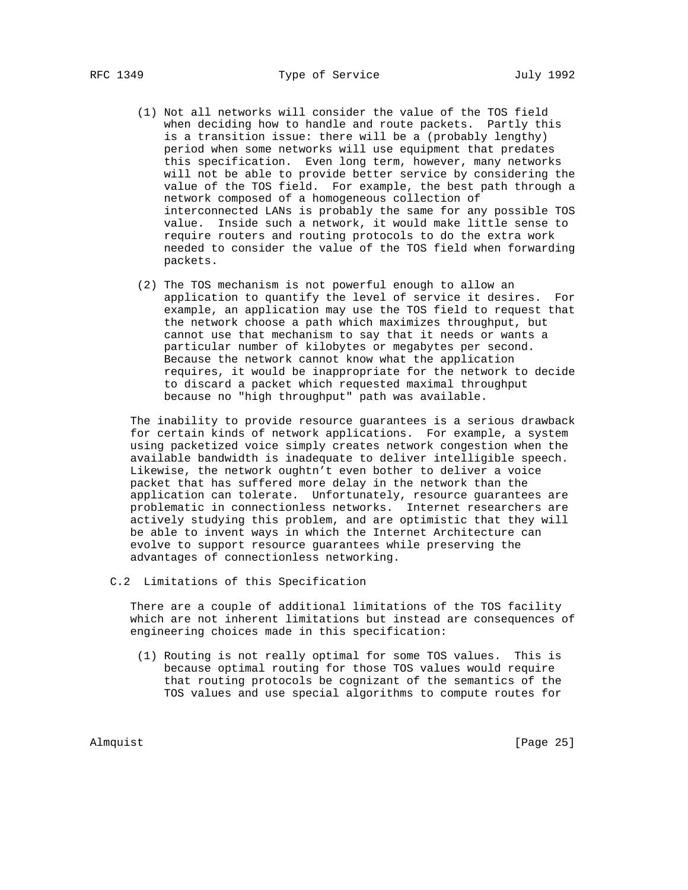(1) Not all networks will consider the value of the TOS field when deciding how to handle and route packets. Partly this is a transition issue: there will be a (probably lengthy) period when some networks will use equipment that predates this specification. Even long term, however, many networks will not be able to provide better service by considering the value of the TOS field. For example, the best path through a network composed of a homogeneous collection of interconnected LANs is probably the same for any possible TOS value. Inside such a network, it would make little sense to require routers and routing protocols to do the extra work needed to consider the value of the TOS field when forwarding packets.

(2) The TOS mechanism is not powerful enough to allow an application to quantify the level of service it desires. For example, an application may use the TOS field to request that the network choose a path which maximizes throughput, but cannot use that mechanism to say that it needs or wants a particular number of kilobytes or megabytes per second. Because the network cannot know what the application requires, it would be inappropriate for the network to decide to discard a packet which requested maximal throughput because no "high throughput" path was available.

The inability to provide resource guarantees is a serious drawback for certain kinds of network applications. For example, a system using packetized voice simply creates network congestion when the available bandwidth is inadequate to deliver intelligible speech. Likewise, the network oughtn't even bother to deliver a voice packet that has suffered more delay in the network than the application can tolerate. Unfortunately, resource guarantees are problematic in connectionless networks. Internet researchers are actively studying this problem, and are optimistic that they will be able to invent ways in which the Internet Architecture can evolve to support resource guarantees while preserving the advantages of connectionless networking.

## C.2 Limitations of this Specification

There are a couple of additional limitations of the TOS facility which are not inherent limitations but instead are consequences of engineering choices made in this specification:

(1) Routing is not really optimal for some TOS values. This is because optimal routing for those TOS values would require that routing protocols be cognizant of the semantics of the TOS values and use special algorithms to compute routes for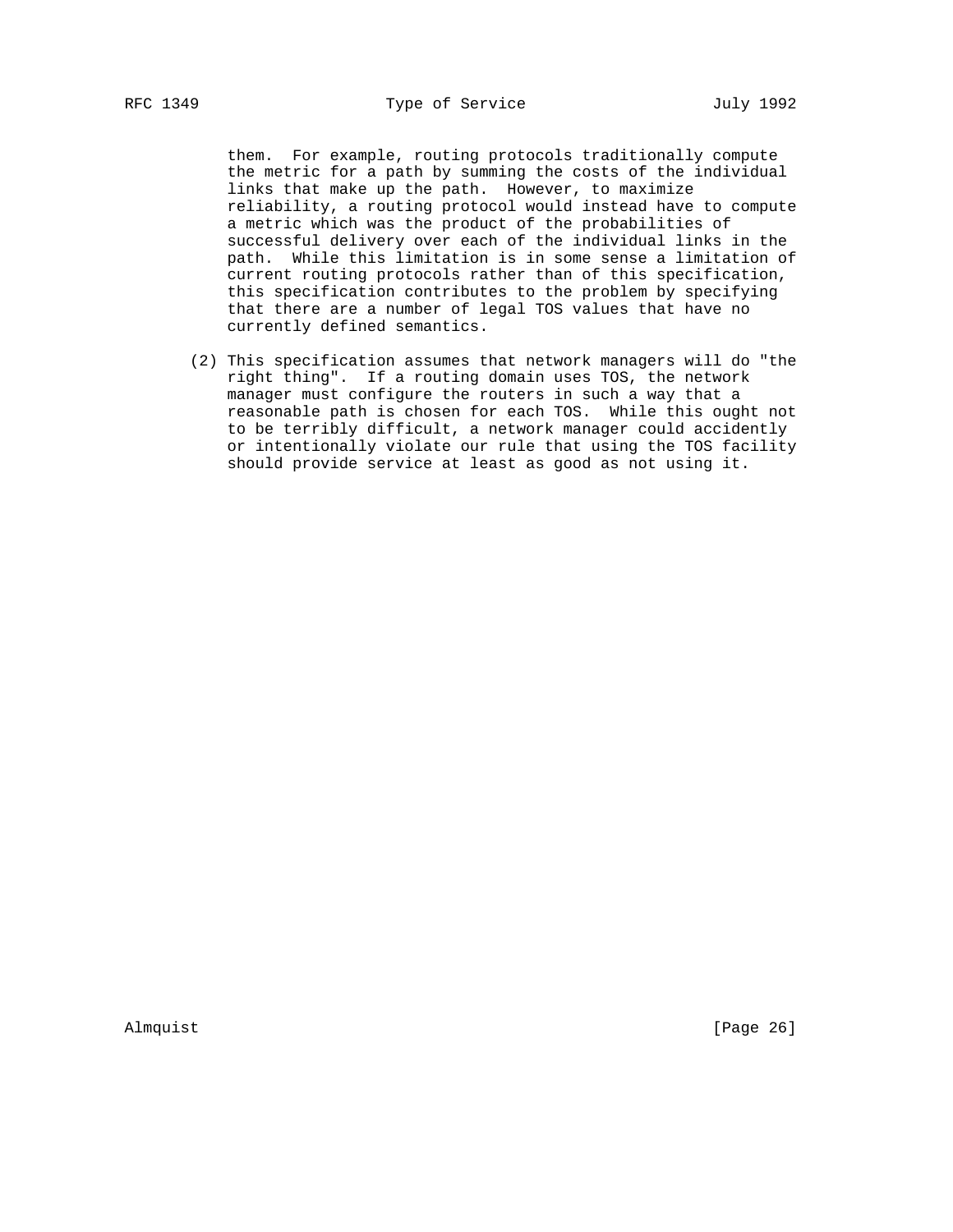them. For example, routing protocols traditionally compute the metric for a path by summing the costs of the individual links that make up the path. However, to maximize reliability, a routing protocol would instead have to compute a metric which was the product of the probabilities of successful delivery over each of the individual links in the path. While this limitation is in some sense a limitation of current routing protocols rather than of this specification, this specification contributes to the problem by specifying that there are a number of legal TOS values that have no currently defined semantics.

(2) This specification assumes that network managers will do "the right thing". If a routing domain uses TOS, the network manager must configure the routers in such a way that a reasonable path is chosen for each TOS. While this ought not to be terribly difficult, a network manager could accidently or intentionally violate our rule that using the TOS facility should provide service at least as good as not using it.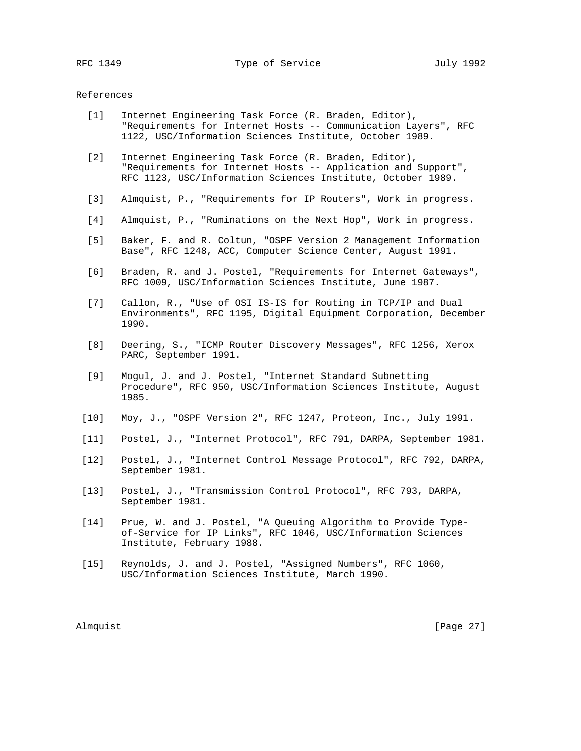## References

[1] Internet Engineering Task Force (R. Braden, Editor), "Requirements for Internet Hosts -- Communication Layers", RFC 1122, USC/Information Sciences Institute, October 1989.

[2] Internet Engineering Task Force (R. Braden, Editor), "Requirements for Internet Hosts -- Application and Support", RFC 1123, USC/Information Sciences Institute, October 1989.

[3] Almquist, P., "Requirements for IP Routers", Work in progress.

[4] Almquist, P., "Ruminations on the Next Hop", Work in progress.

[5] Baker, F. and R. Coltun, "OSPF Version 2 Management Information Base", RFC 1248, ACC, Computer Science Center, August 1991.

[6] Braden, R. and J. Postel, "Requirements for Internet Gateways", RFC 1009, USC/Information Sciences Institute, June 1987.

[7] Callon, R., "Use of OSI IS-IS for Routing in TCP/IP and Dual Environments", RFC 1195, Digital Equipment Corporation, December 1990.

[8] Deering, S., "ICMP Router Discovery Messages", RFC 1256, Xerox PARC, September 1991.

[9] Mogul, J. and J. Postel, "Internet Standard Subnetting Procedure", RFC 950, USC/Information Sciences Institute, August 1985.

[10] Moy, J., "OSPF Version 2", RFC 1247, Proteon, Inc., July 1991.

[11] Postel, J., "Internet Protocol", RFC 791, DARPA, September 1981.

[12] Postel, J., "Internet Control Message Protocol", RFC 792, DARPA, September 1981.

[13] Postel, J., "Transmission Control Protocol", RFC 793, DARPA, September 1981.

[14] Prue, W. and J. Postel, "A Queuing Algorithm to Provide Type-of-Service for IP Links", RFC 1046, USC/Information Sciences Institute, February 1988.

[15] Reynolds, J. and J. Postel, "Assigned Numbers", RFC 1060, USC/Information Sciences Institute, March 1990.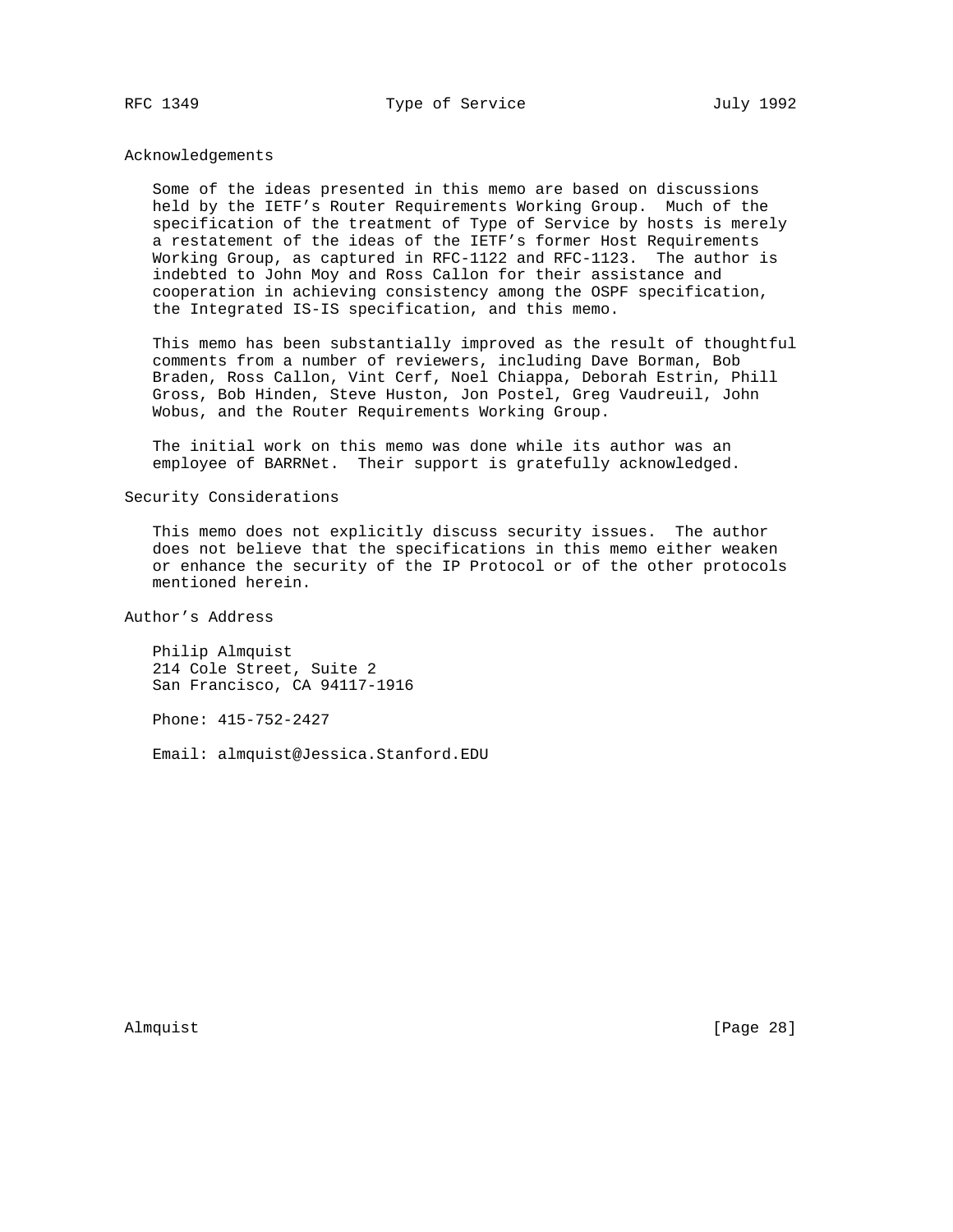## Acknowledgements

Some of the ideas presented in this memo are based on discussions held by the IETF's Router Requirements Working Group. Much of the specification of the treatment of Type of Service by hosts is merely a restatement of the ideas of the IETF's former Host Requirements Working Group, as captured in RFC-1122 and RFC-1123. The author is indebted to John Moy and Ross Callon for their assistance and cooperation in achieving consistency among the OSPF specification, the Integrated IS-IS specification, and this memo.

This memo has been substantially improved as the result of thoughtful comments from a number of reviewers, including Dave Borman, Bob Braden, Ross Callon, Vint Cerf, Noel Chiappa, Deborah Estrin, Phill Gross, Bob Hinden, Steve Huston, Jon Postel, Greg Vaudreuil, John Wobus, and the Router Requirements Working Group.

The initial work on this memo was done while its author was an employee of BARRNet. Their support is gratefully acknowledged.

## Security Considerations

This memo does not explicitly discuss security issues. The author does not believe that the specifications in this memo either weaken or enhance the security of the IP Protocol or of the other protocols mentioned herein.

## Author's Address

Philip Almquist
214 Cole Street, Suite 2
San Francisco, CA 94117-1916

Phone: 415-752-2427

Email: almquist@Jessica.Stanford.EDU